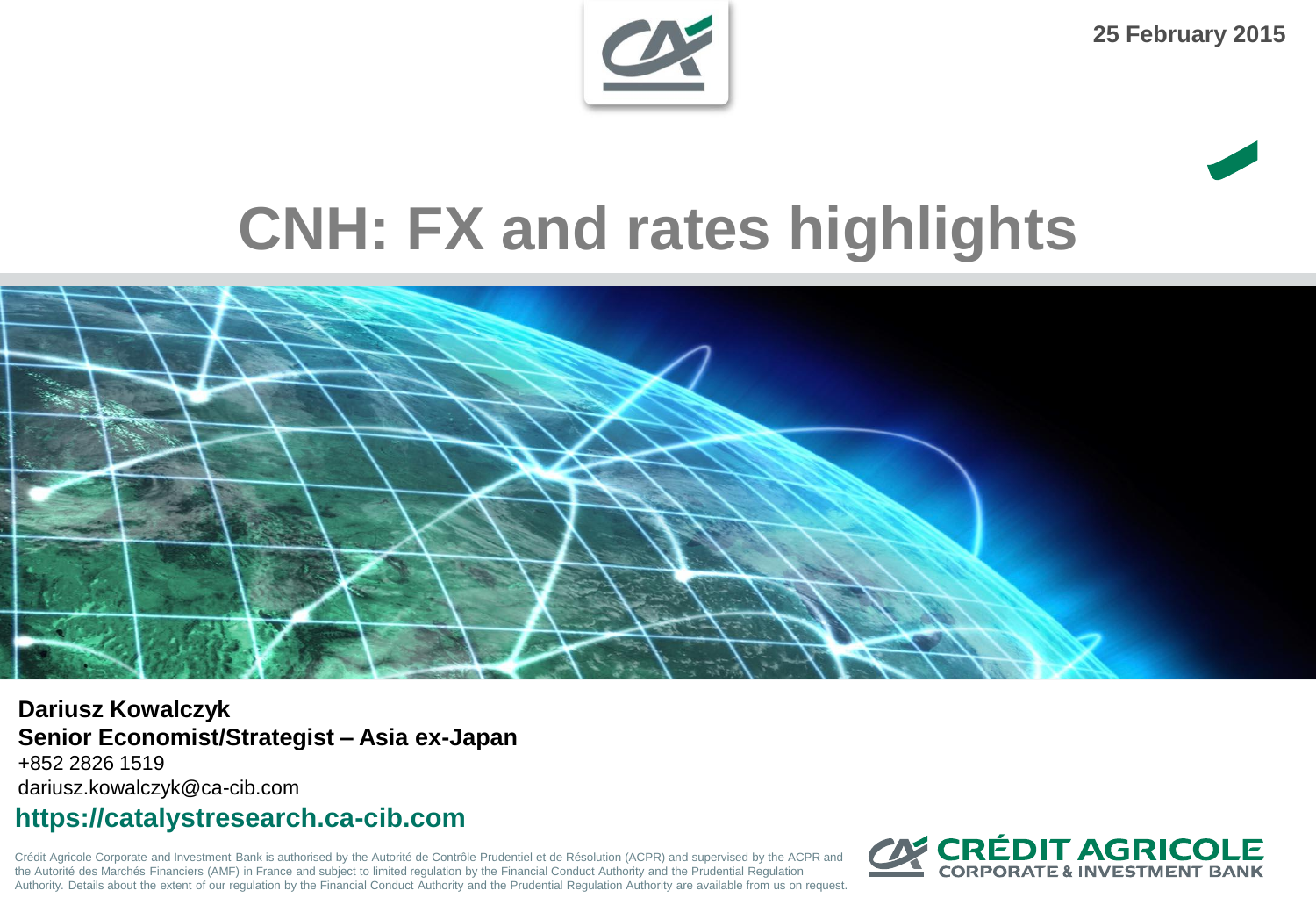25 February 2015

# CNH: FX and rates highlights

**Dariusz Kowalczyk**
**Senior Economist/Strategist – Asia ex-Japan**
+852 2826 1519
dariusz.kowalczyk@ca-cib.com

**https://catalystresearch.ca-cib.com**

Crédit Agricole Corporate and Investment Bank is authorised by the Autorité de Contrôle Prudentiel et de Résolution (ACPR) and supervised by the ACPR and the Autorité des Marchés Financiers (AMF) in France and subject to limited regulation by the Financial Conduct Authority and the Prudential Regulation Authority. Details about the extent of our regulation by the Financial Conduct Authority and the Prudential Regulation Authority are available from us on request.

CRÉDIT AGRICOLE CORPORATE & INVESTMENT BANK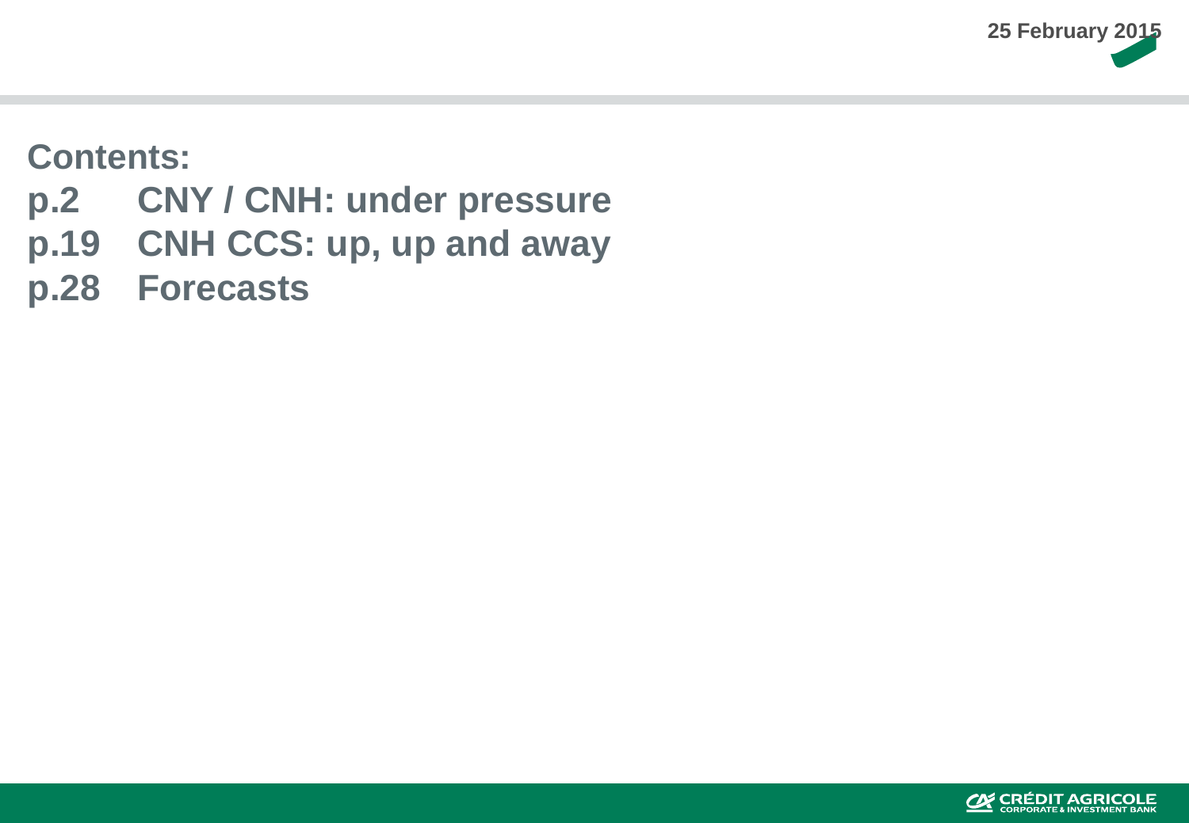## Contents:

p.2 CNY / CNH: under pressure

p.19 CNH CCS: up, up and away

p.28 Forecasts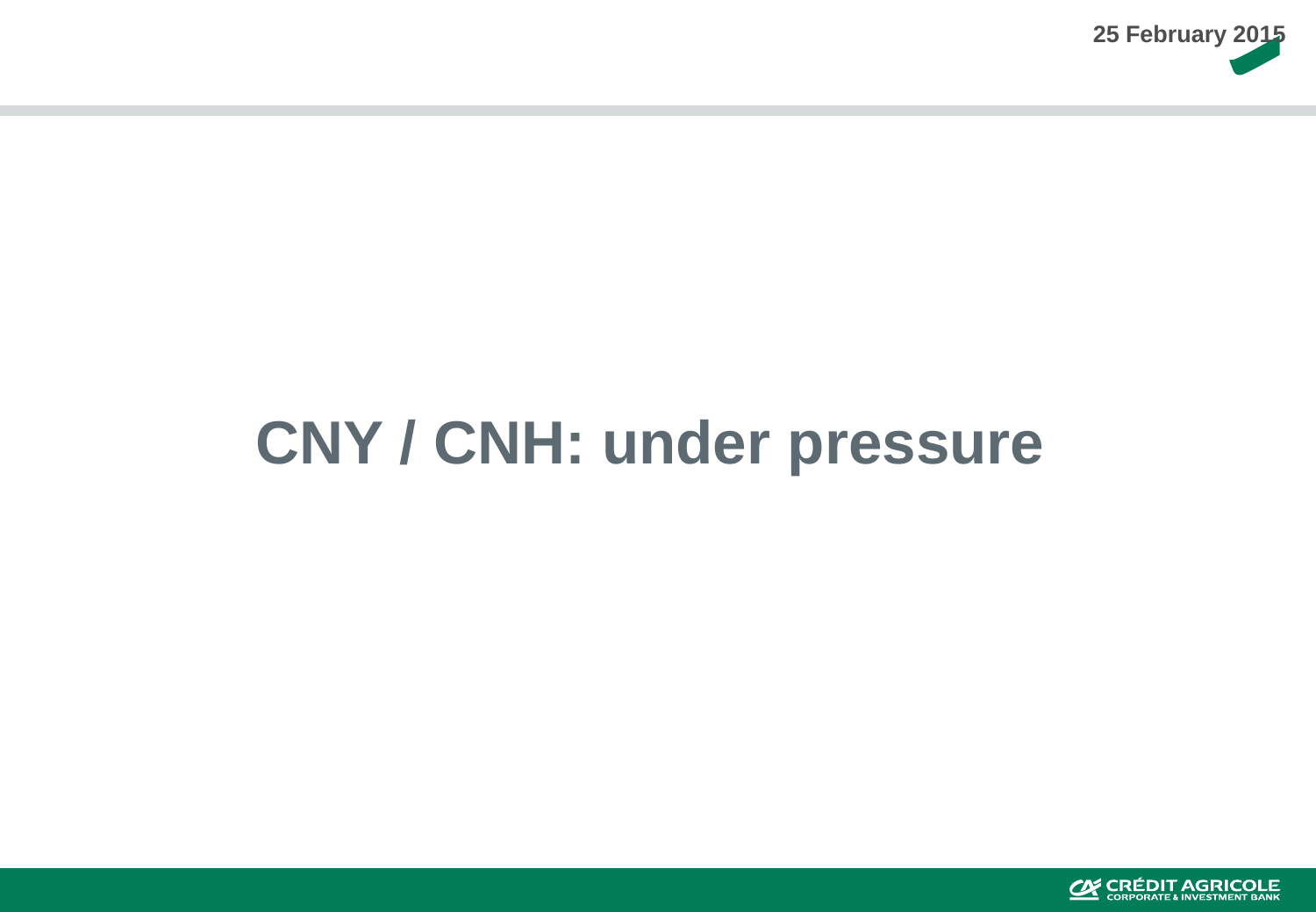# CNY / CNH: under pressure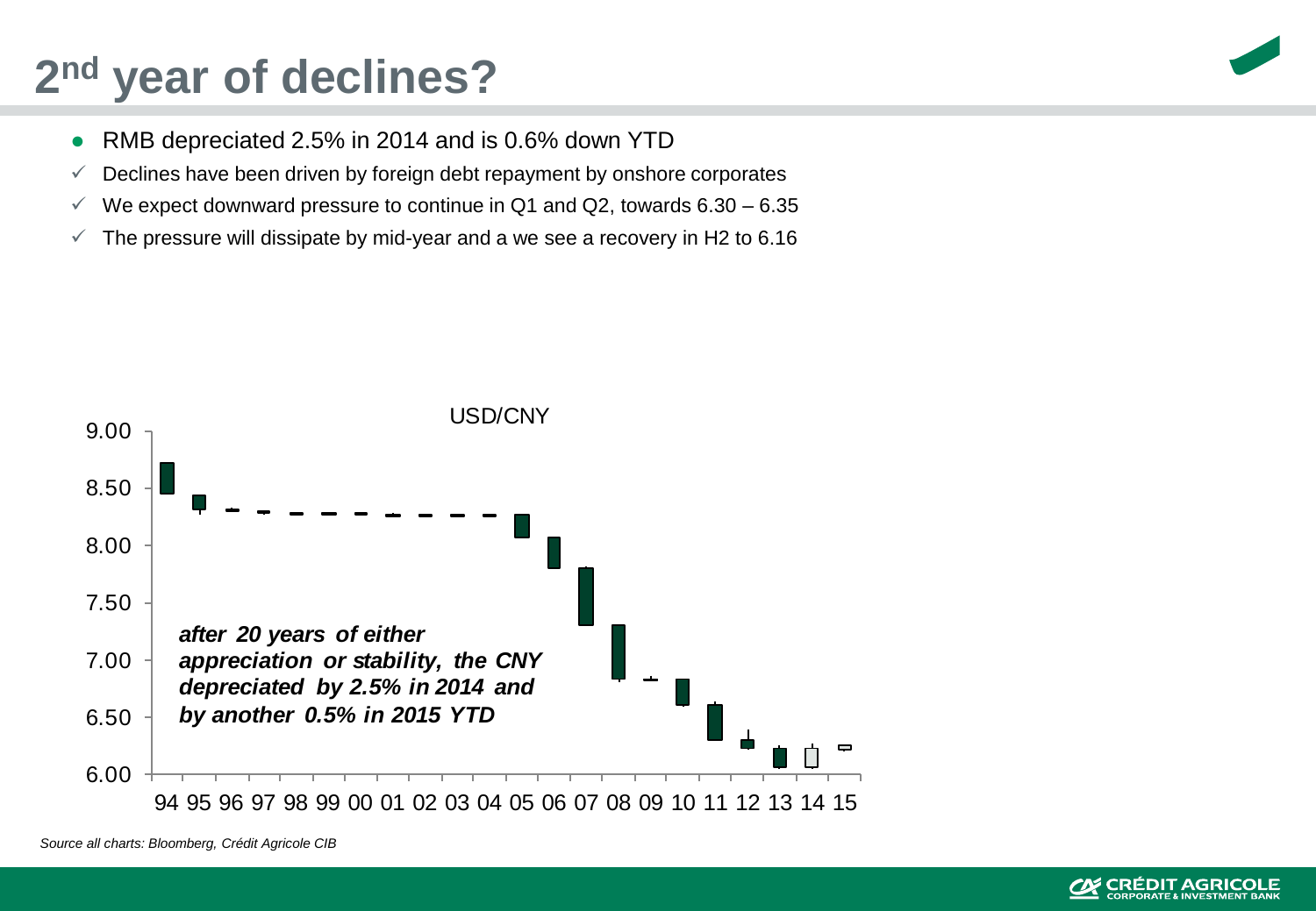# 2nd year of declines?

- RMB depreciated 2.5% in 2014 and is 0.6% down YTD
  - ✓ Declines have been driven by foreign debt repayment by onshore corporates
  - ✓ We expect downward pressure to continue in Q1 and Q2, towards 6.30 – 6.35
  - ✓ The pressure will dissipate by mid-year and a we see a recovery in H2 to 6.16

USD/CNY

*after 20 years of either appreciation or stability, the CNY depreciated by 2.5% in 2014 and by another 0.5% in 2015 YTD*

*Source all charts: Bloomberg, Crédit Agricole CIB*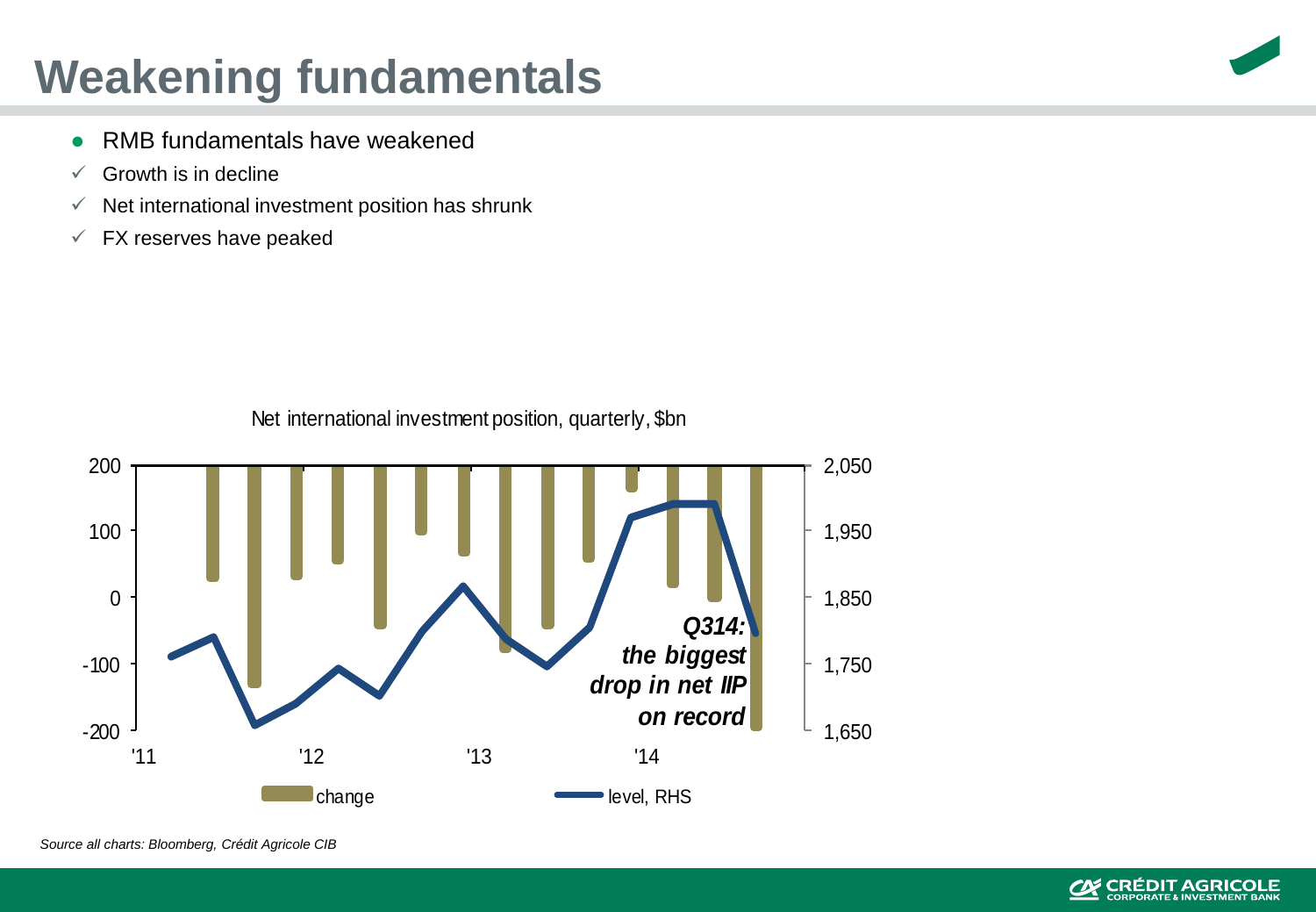# Weakening fundamentals

- RMB fundamentals have weakened
  - ✓ Growth is in decline
  - ✓ Net international investment position has shrunk
  - ✓ FX reserves have peaked

Net international investment position, quarterly, $bn

*Q314: the biggest drop in net IIP on record*

change — level, RHS

*Source all charts: Bloomberg, Crédit Agricole CIB*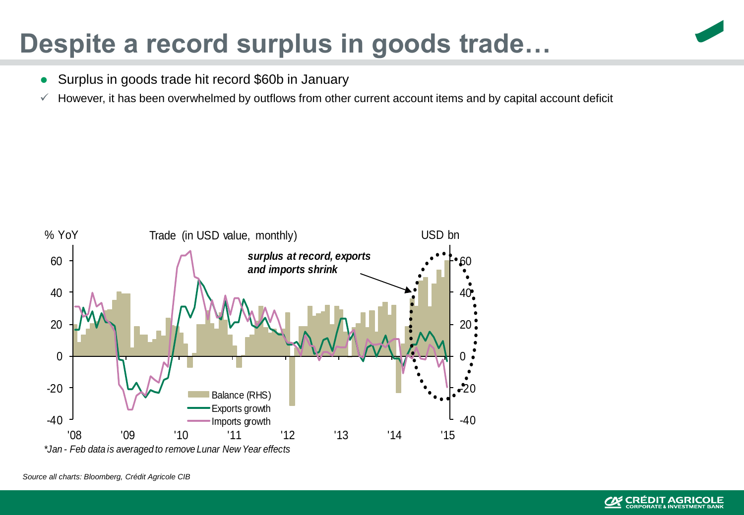# Despite a record surplus in goods trade…

- Surplus in goods trade hit record $60b in January
- ✓ However, it has been overwhelmed by outflows from other current account items and by capital account deficit

% YoY — Trade (in USD value, monthly) — USD bn

*surplus at record, exports and imports shrink*

Balance (RHS)
Exports growth
Imports growth

*\*Jan - Feb data is averaged to remove Lunar New Year effects*

*Source all charts: Bloomberg, Crédit Agricole CIB*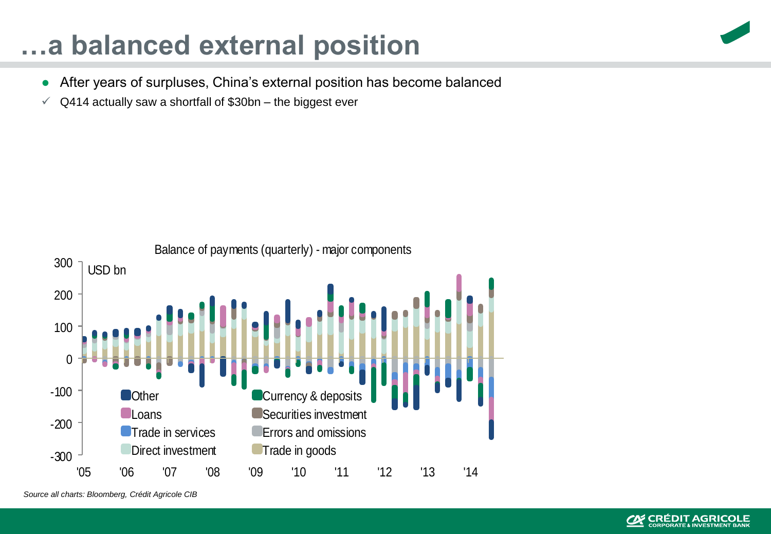# …a balanced external position

- After years of surpluses, China's external position has become balanced
- ✓ Q414 actually saw a shortfall of $30bn – the biggest ever

Balance of payments (quarterly) - major components

USD bn

Other, Currency & deposits, Loans, Securities investment, Trade in services, Errors and omissions, Direct investment, Trade in goods

*Source all charts: Bloomberg, Crédit Agricole CIB*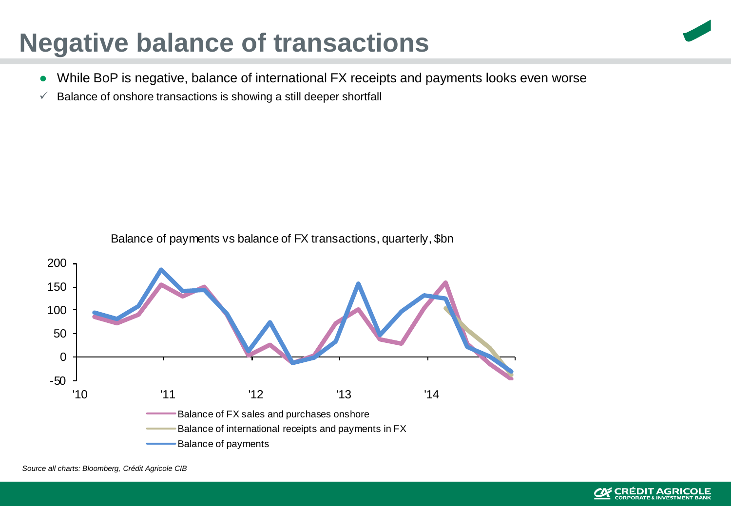# Negative balance of transactions

- While BoP is negative, balance of international FX receipts and payments looks even worse
  - ✓ Balance of onshore transactions is showing a still deeper shortfall

Balance of payments vs balance of FX transactions, quarterly, $bn

- Balance of FX sales and purchases onshore
- Balance of international receipts and payments in FX
- Balance of payments

*Source all charts: Bloomberg, Crédit Agricole CIB*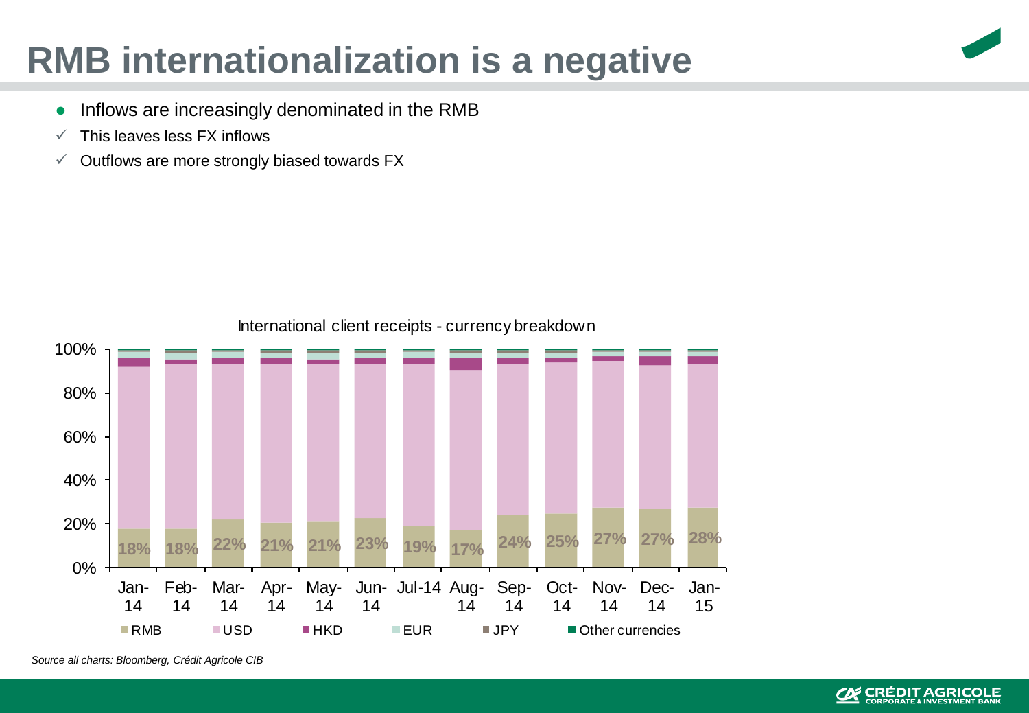# RMB internationalization is a negative

- Inflows are increasingly denominated in the RMB
  - ✓ This leaves less FX inflows
  - ✓ Outflows are more strongly biased towards FX

International client receipts - currency breakdown

| | Jan-14 | Feb-14 | Mar-14 | Apr-14 | May-14 | Jun-14 | Jul-14 | Aug-14 | Sep-14 | Oct-14 | Nov-14 | Dec-14 | Jan-15 |
|---|---|---|---|---|---|---|---|---|---|---|---|---|---|
| RMB | 18% | 18% | 22% | 21% | 21% | 23% | 19% | 17% | 24% | 25% | 27% | 27% | 28% |

RMB, USD, HKD, EUR, JPY, Other currencies

*Source all charts: Bloomberg, Crédit Agricole CIB*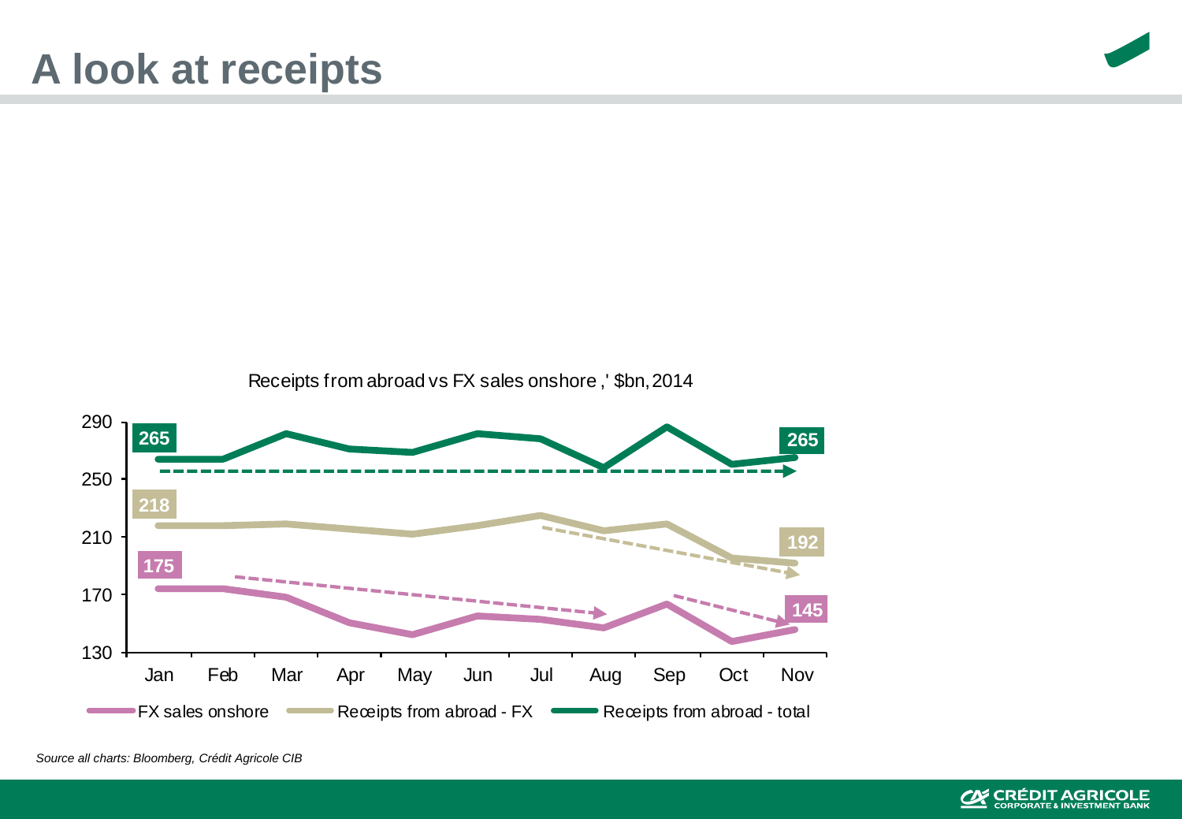# A look at receipts

Receipts from abroad vs FX sales onshore ,' $bn, 2014

*Source all charts: Bloomberg, Crédit Agricole CIB*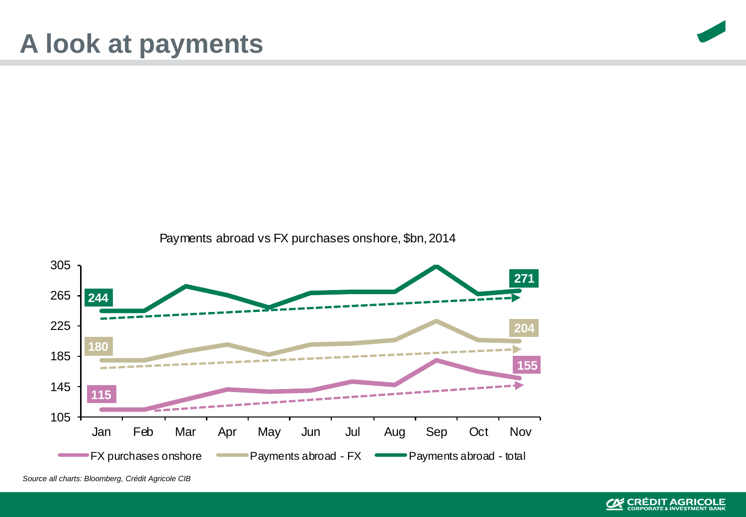# A look at payments

Payments abroad vs FX purchases onshore, $bn, 2014

| | Jan | Nov |
| --- | --- | --- |
| FX purchases onshore | 115 | 155 |
| Payments abroad - FX | 180 | 204 |
| Payments abroad - total | 244 | 271 |

*Source all charts: Bloomberg, Crédit Agricole CIB*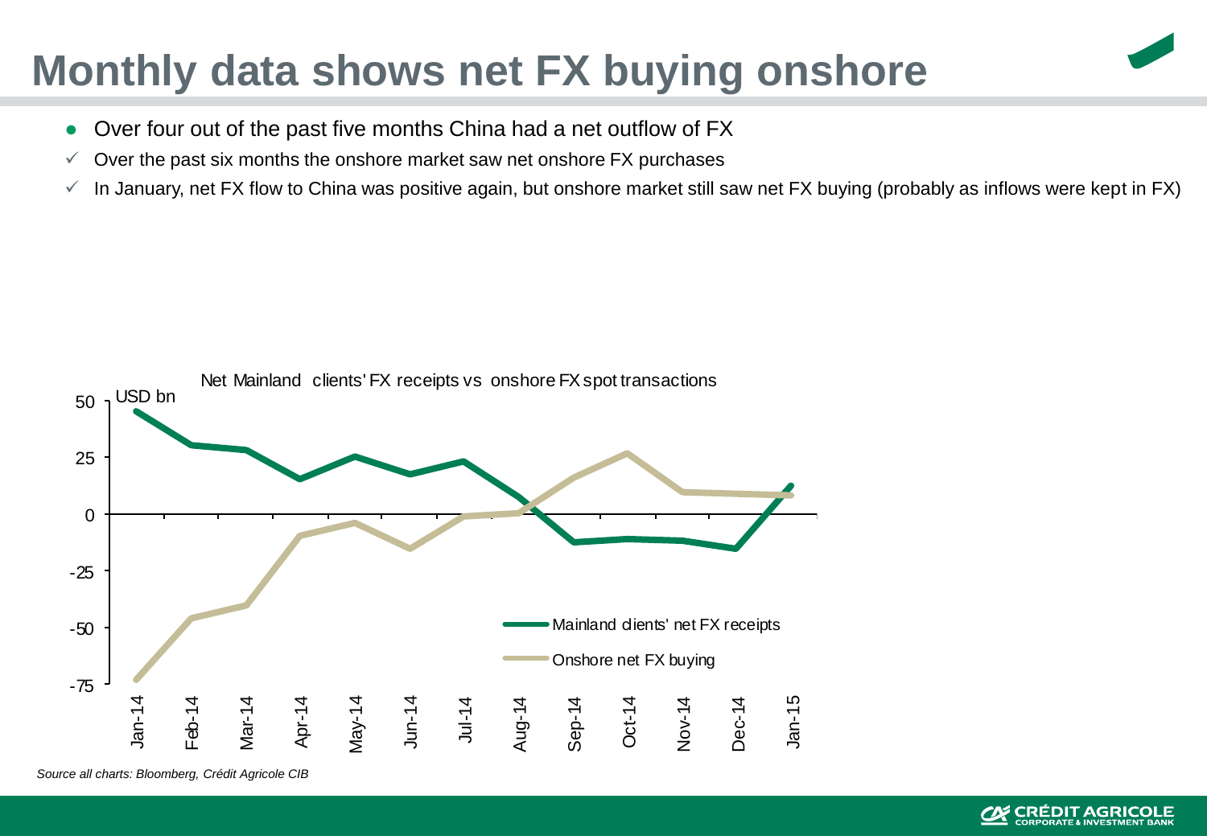# Monthly data shows net FX buying onshore

- Over four out of the past five months China had a net outflow of FX
  - ✓ Over the past six months the onshore market saw net onshore FX purchases
  - ✓ In January, net FX flow to China was positive again, but onshore market still saw net FX buying (probably as inflows were kept in FX)

Net Mainland clients' FX receipts vs onshore FX spot transactions

*Source all charts: Bloomberg, Crédit Agricole CIB*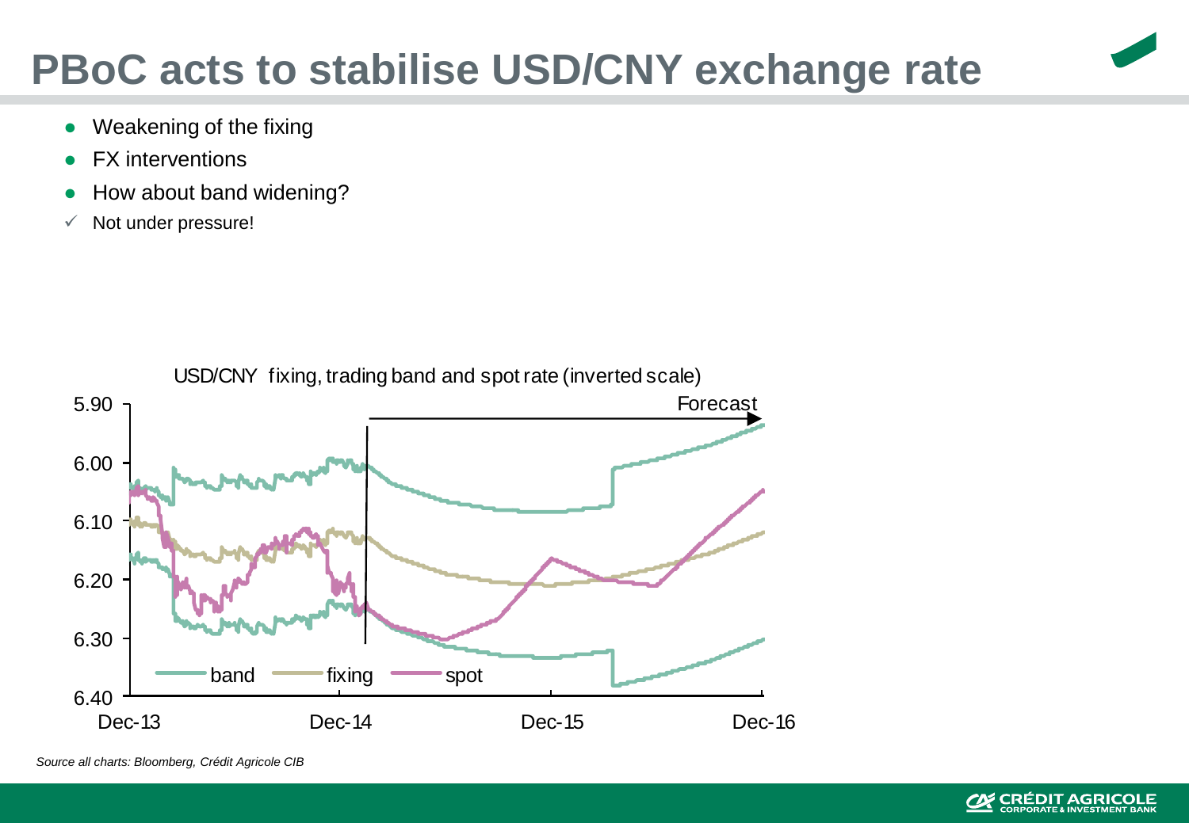# PBoC acts to stabilise USD/CNY exchange rate

- Weakening of the fixing
- FX interventions
- How about band widening?
- ✓ Not under pressure!

USD/CNY fixing, trading band and spot rate (inverted scale)

*Source all charts: Bloomberg, Crédit Agricole CIB*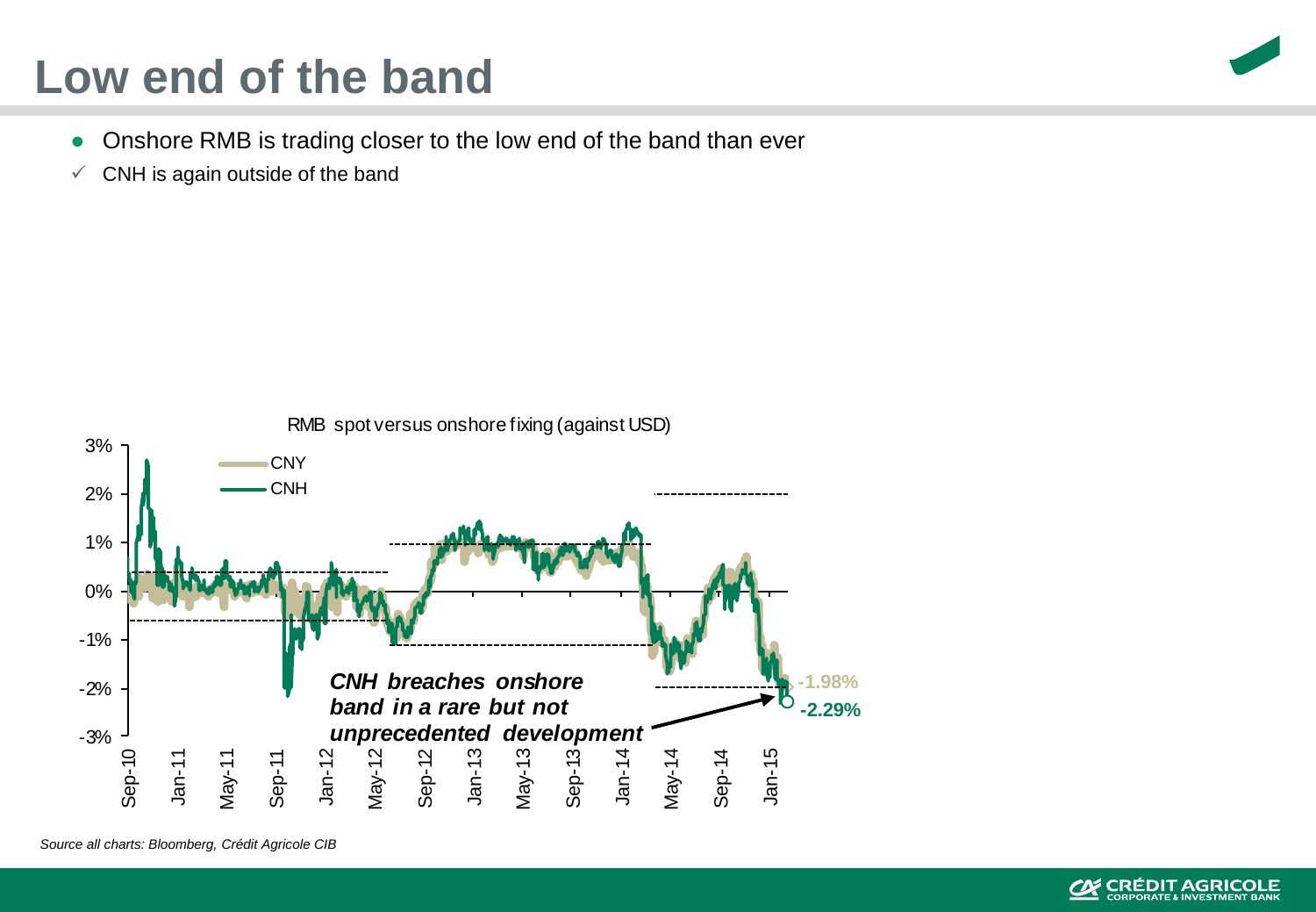# Low end of the band

- Onshore RMB is trading closer to the low end of the band than ever
- ✓ CNH is again outside of the band

RMB spot versus onshore fixing (against USD)

CNY
CNH

*CNH breaches onshore band in a rare but not unprecedented development*

-1.98%
-2.29%

*Source all charts: Bloomberg, Crédit Agricole CIB*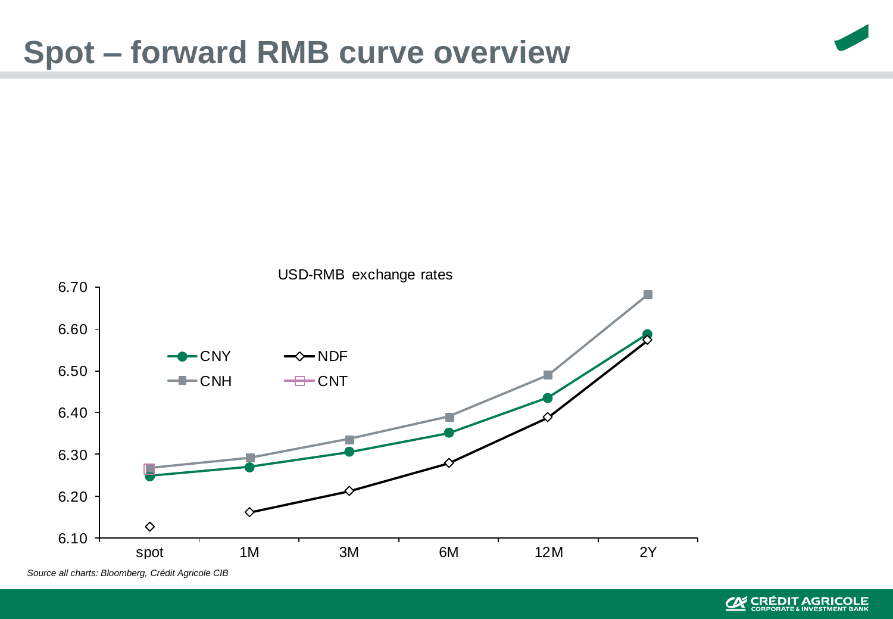# Spot – forward RMB curve overview

USD-RMB exchange rates

*Source all charts: Bloomberg, Crédit Agricole CIB*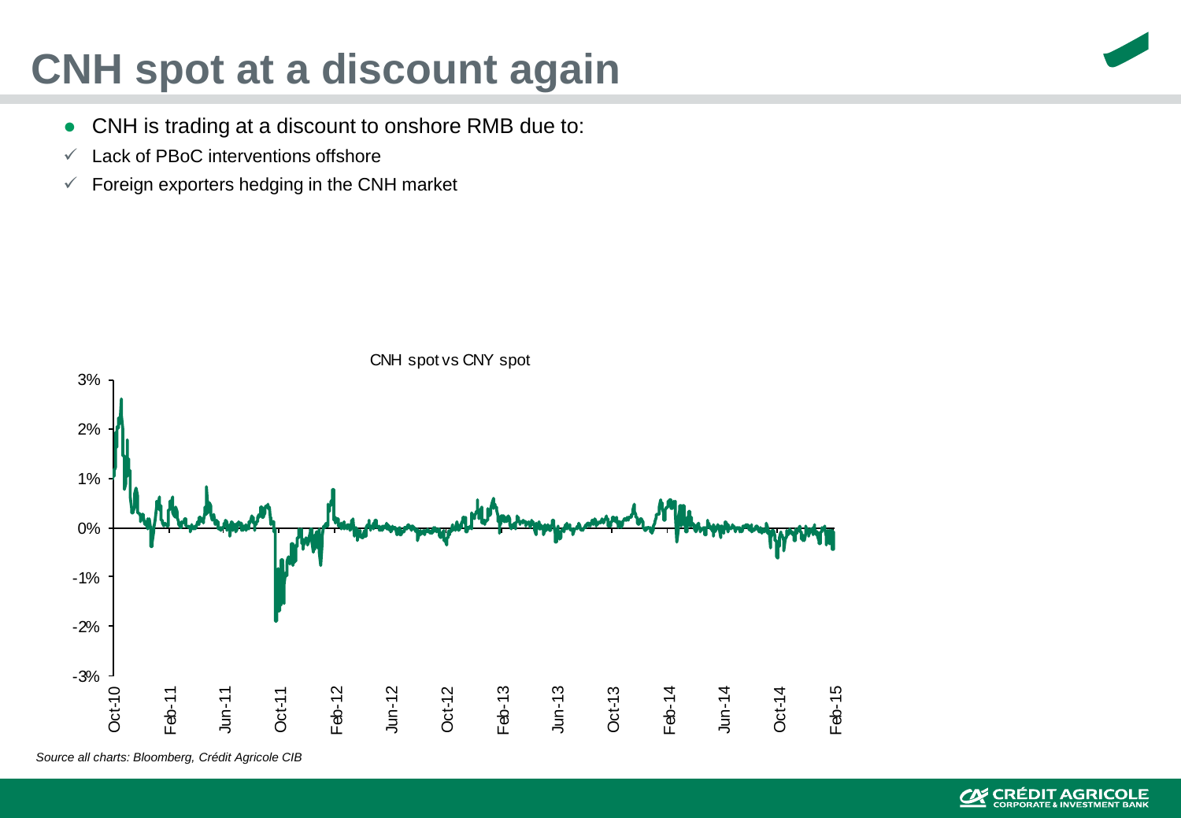# CNH spot at a discount again

- CNH is trading at a discount to onshore RMB due to:
  - ✓ Lack of PBoC interventions offshore
  - ✓ Foreign exporters hedging in the CNH market

CNH spot vs CNY spot

*Source all charts: Bloomberg, Crédit Agricole CIB*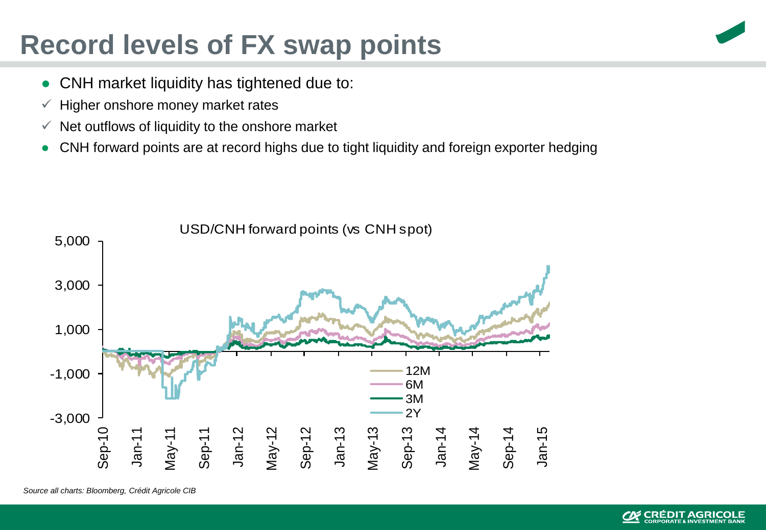# Record levels of FX swap points

- CNH market liquidity has tightened due to:
  - ✓ Higher onshore money market rates
  - ✓ Net outflows of liquidity to the onshore market
- CNH forward points are at record highs due to tight liquidity and foreign exporter hedging

USD/CNH forward points (vs CNH spot)

*Source all charts: Bloomberg, Crédit Agricole CIB*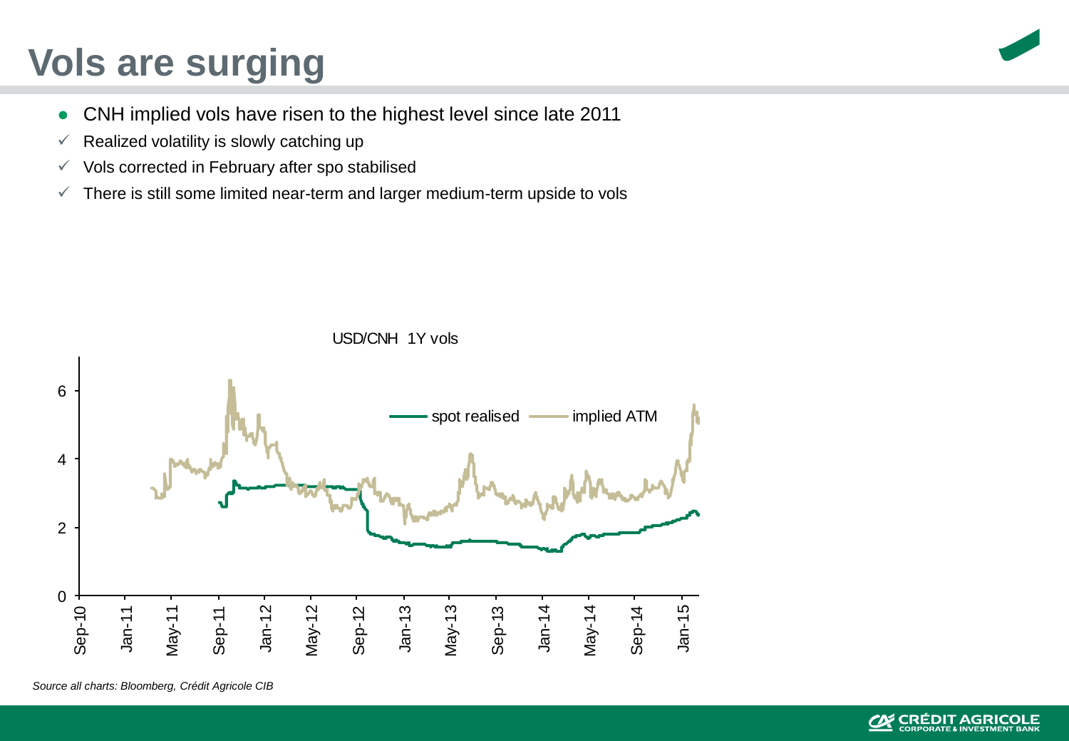# Vols are surging

- CNH implied vols have risen to the highest level since late 2011
  - ✓ Realized volatility is slowly catching up
  - ✓ Vols corrected in February after spo stabilised
  - ✓ There is still some limited near-term and larger medium-term upside to vols

USD/CNH 1Y vols

*Source all charts: Bloomberg, Crédit Agricole CIB*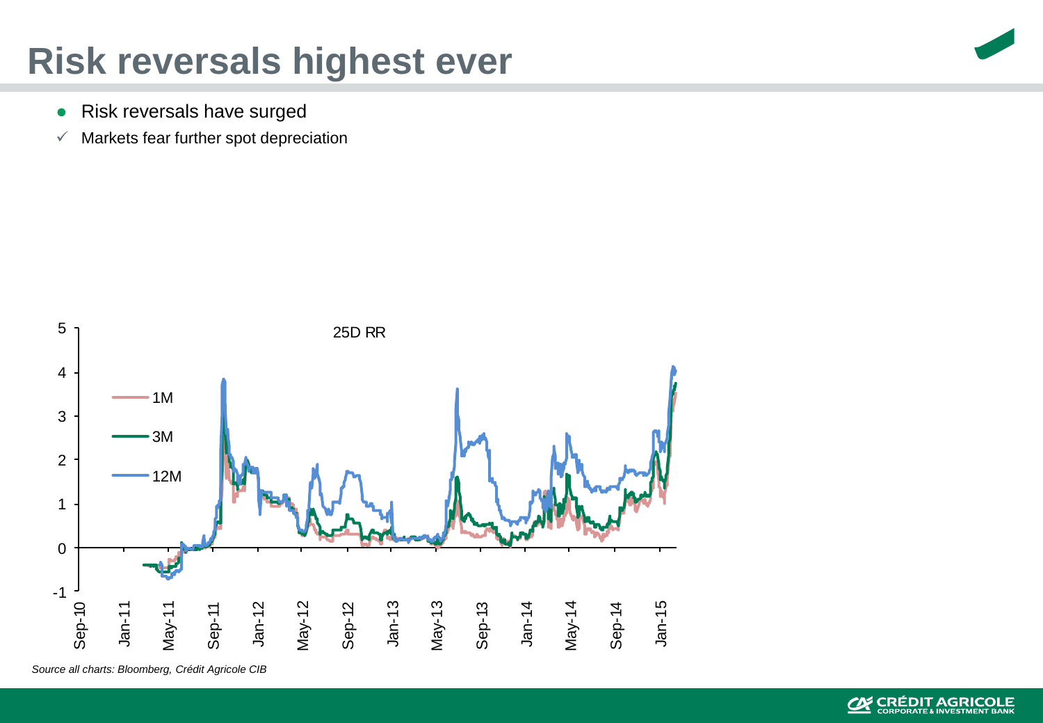# Risk reversals highest ever

- Risk reversals have surged
- ✓ Markets fear further spot depreciation

25D RR

1M
3M
12M

*Source all charts: Bloomberg, Crédit Agricole CIB*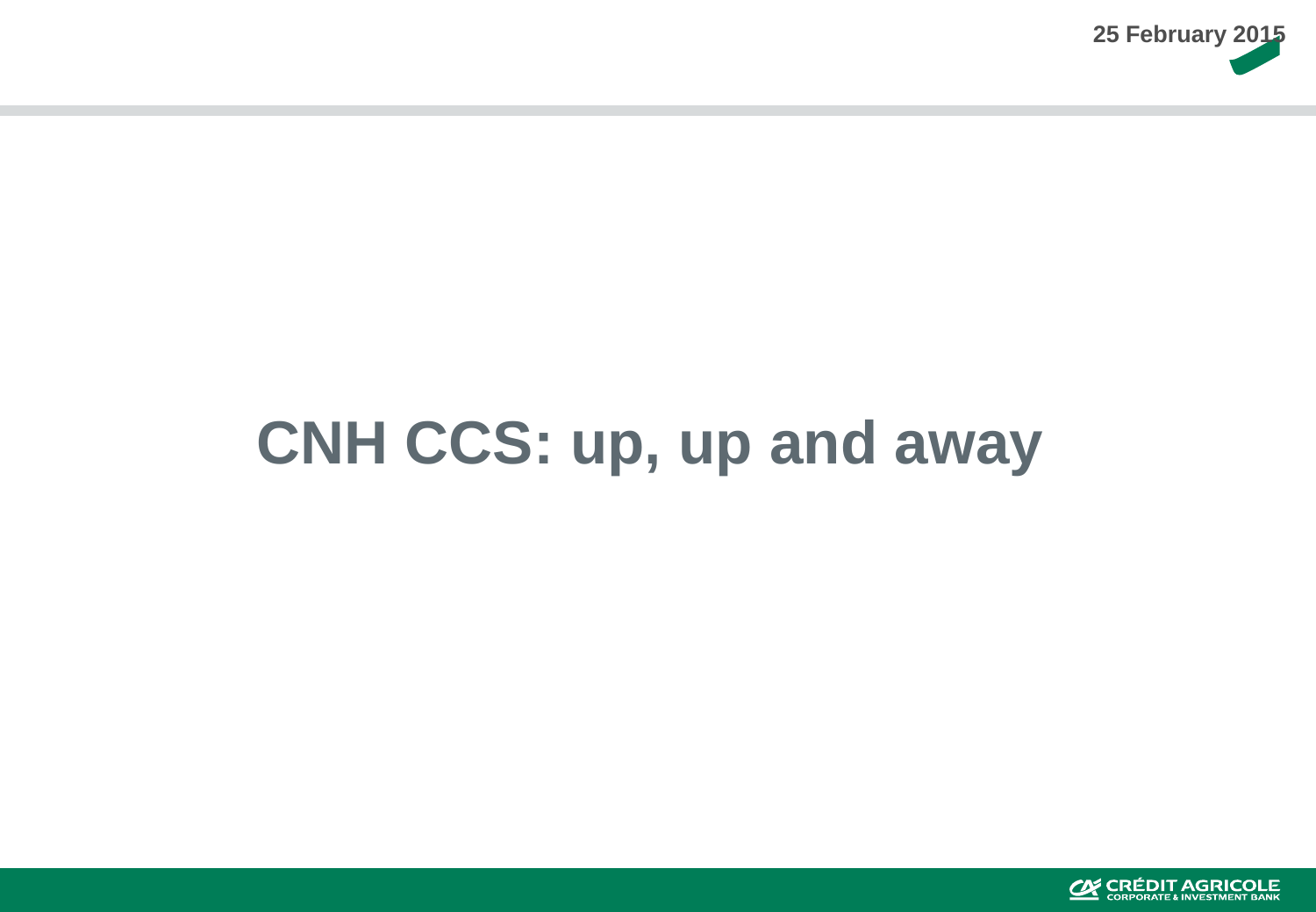# CNH CCS: up, up and away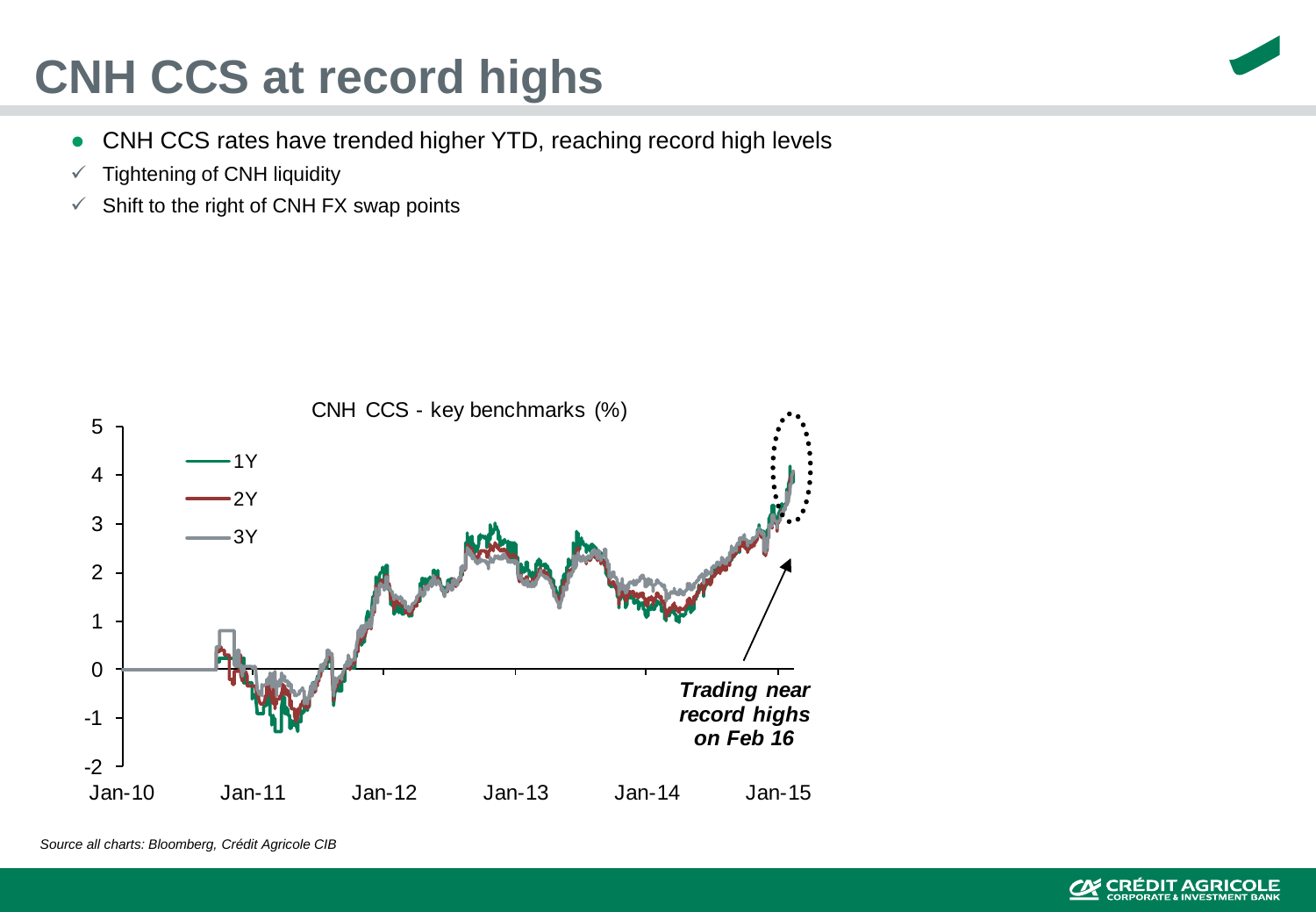# CNH CCS at record highs

- CNH CCS rates have trended higher YTD, reaching record high levels
  - ✓ Tightening of CNH liquidity
  - ✓ Shift to the right of CNH FX swap points

CNH CCS - key benchmarks (%)

*Trading near record highs on Feb 16*

*Source all charts: Bloomberg, Crédit Agricole CIB*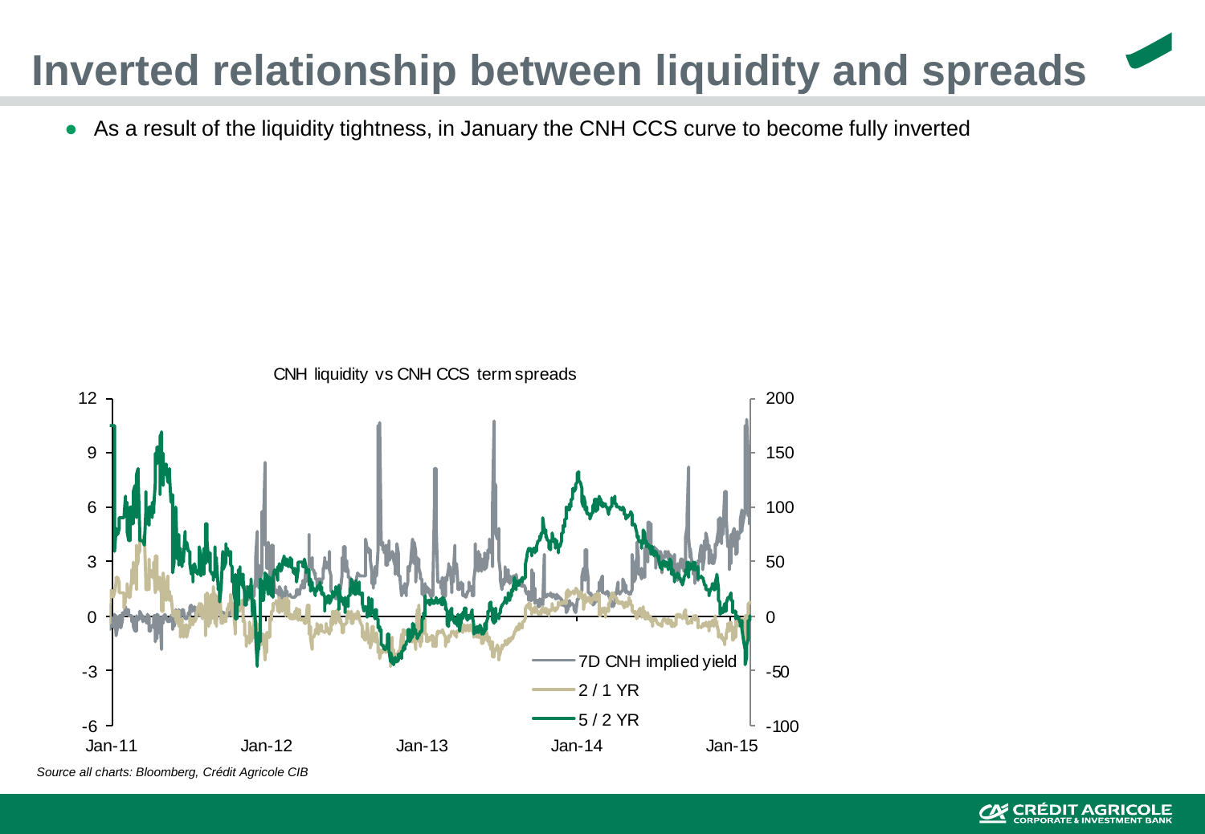# Inverted relationship between liquidity and spreads

- As a result of the liquidity tightness, in January the CNH CCS curve to become fully inverted

CNH liquidity vs CNH CCS term spreads

*Source all charts: Bloomberg, Crédit Agricole CIB*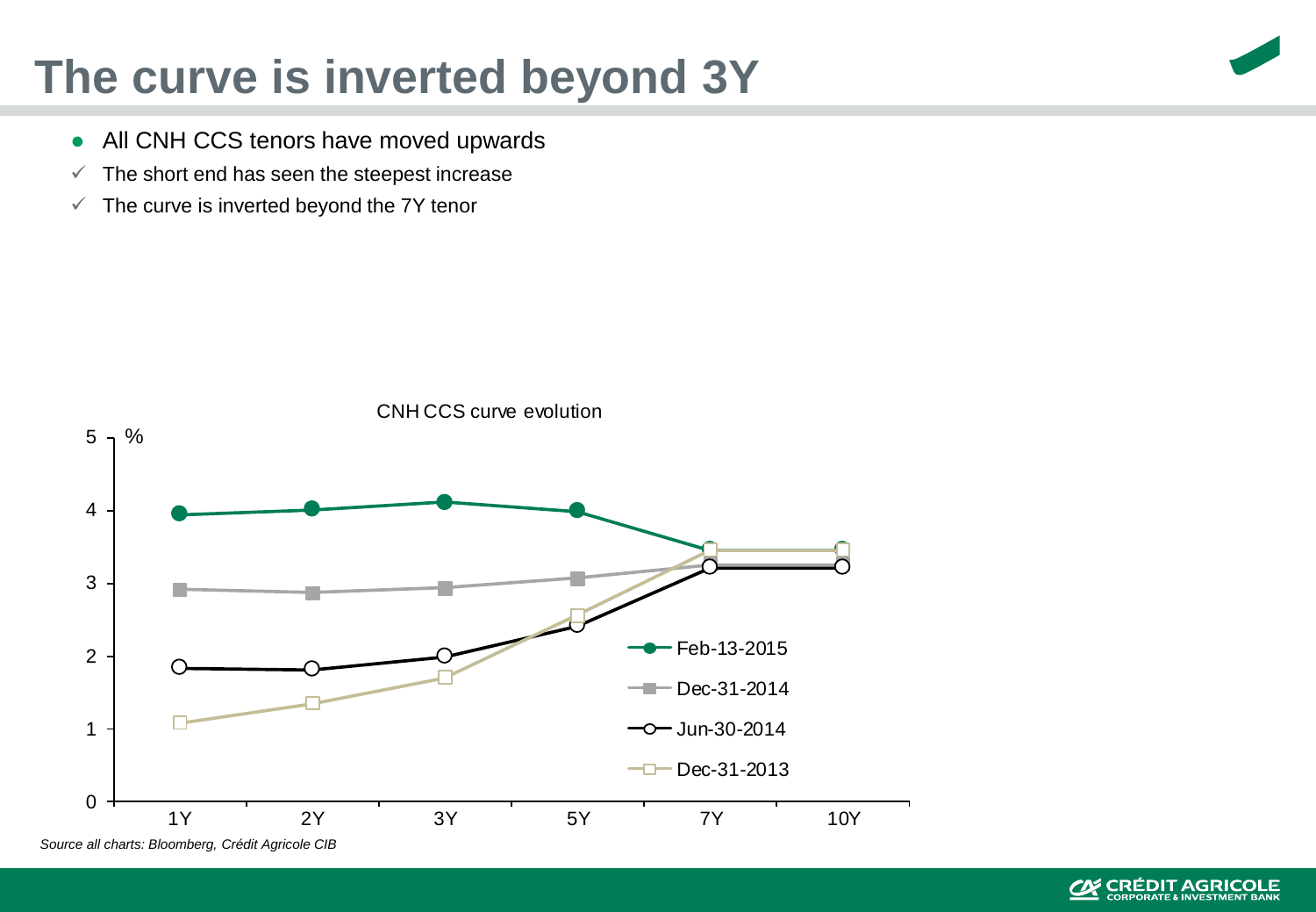# The curve is inverted beyond 3Y

- All CNH CCS tenors have moved upwards
  - ✓ The short end has seen the steepest increase
  - ✓ The curve is inverted beyond the 7Y tenor

CNH CCS curve evolution

*Source all charts: Bloomberg, Crédit Agricole CIB*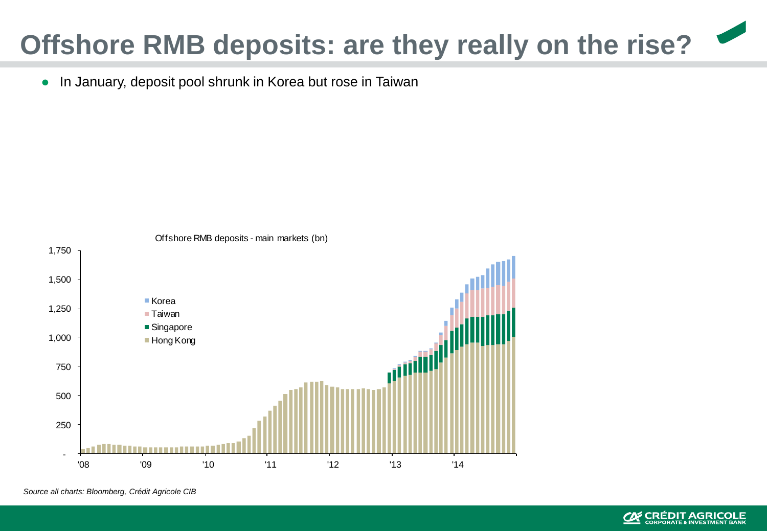# Offshore RMB deposits: are they really on the rise?

- In January, deposit pool shrunk in Korea but rose in Taiwan

Offshore RMB deposits - main markets (bn)

*Source all charts: Bloomberg, Crédit Agricole CIB*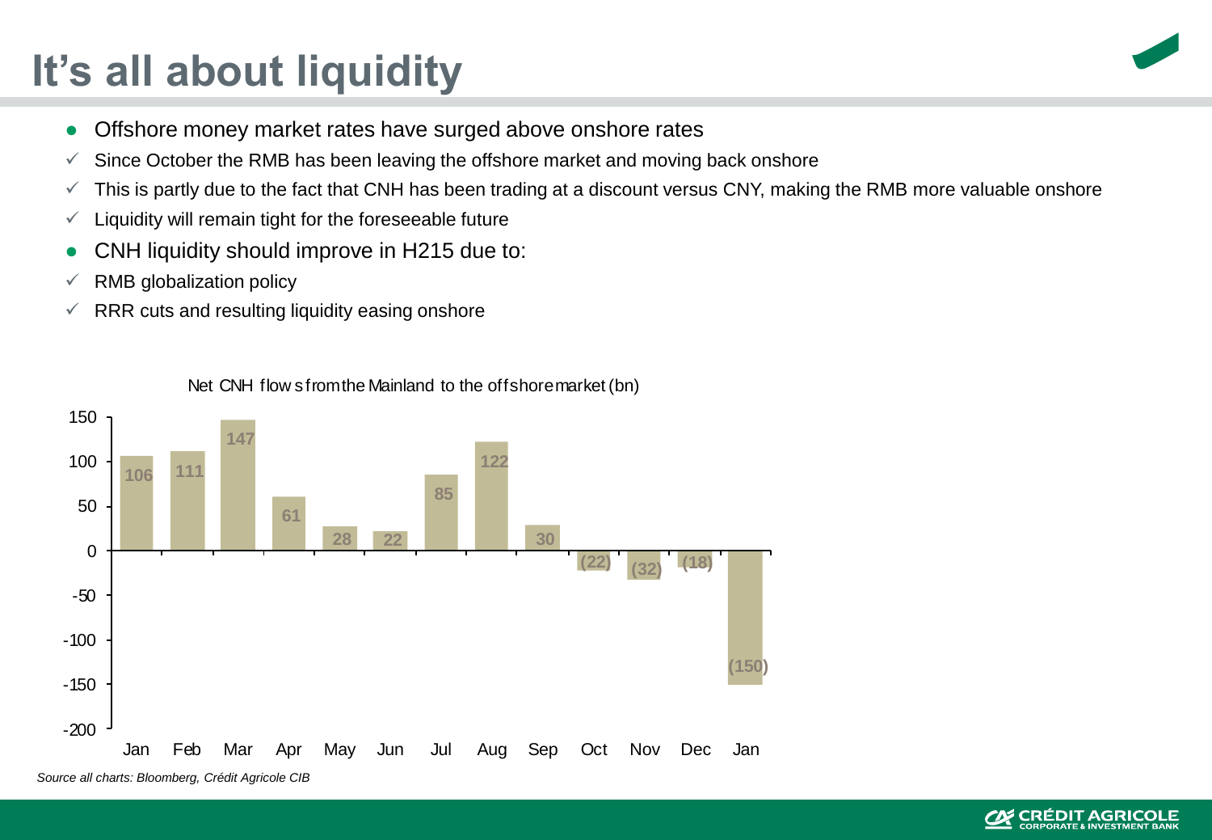# It's all about liquidity

- Offshore money market rates have surged above onshore rates
  - ✓ Since October the RMB has been leaving the offshore market and moving back onshore
  - ✓ This is partly due to the fact that CNH has been trading at a discount versus CNY, making the RMB more valuable onshore
  - ✓ Liquidity will remain tight for the foreseeable future
- CNH liquidity should improve in H215 due to:
  - ✓ RMB globalization policy
  - ✓ RRR cuts and resulting liquidity easing onshore

Net CNH flows from the Mainland to the offshore market (bn)

| Month | Net flow (bn) |
|---|---|
| Jan | 106 |
| Feb | 111 |
| Mar | 147 |
| Apr | 61 |
| May | 28 |
| Jun | 22 |
| Jul | 85 |
| Aug | 122 |
| Sep | 30 |
| Oct | (22) |
| Nov | (32) |
| Dec | (18) |
| Jan | (150) |

*Source all charts: Bloomberg, Crédit Agricole CIB*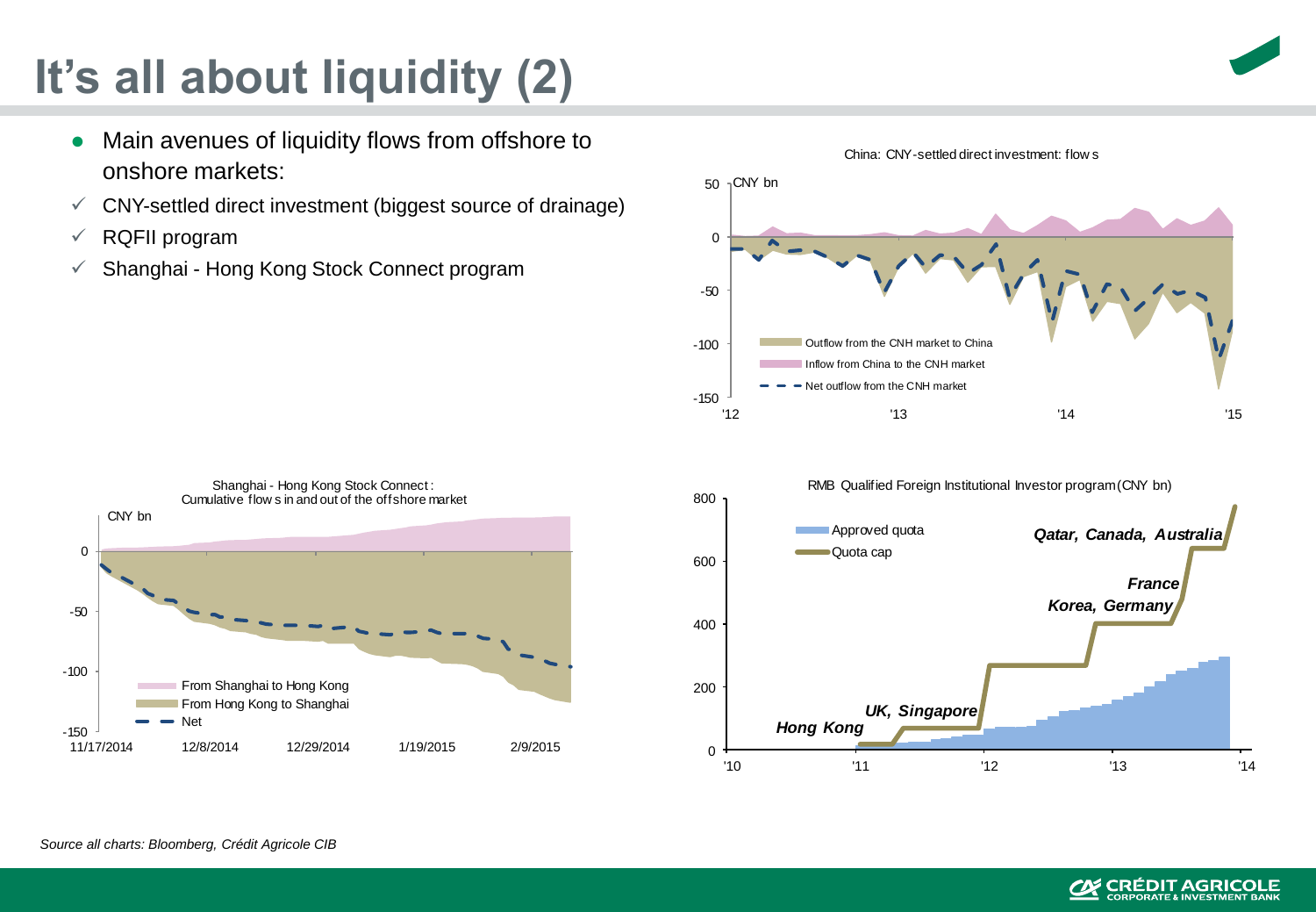# It's all about liquidity (2)

- Main avenues of liquidity flows from offshore to onshore markets:
  - ✓ CNY-settled direct investment (biggest source of drainage)
  - ✓ RQFII program
  - ✓ Shanghai - Hong Kong Stock Connect program

China: CNY-settled direct investment: flows

CNY bn

Outflow from the CNH market to China
Inflow from China to the CNH market
Net outflow from the CNH market

Shanghai - Hong Kong Stock Connect: Cumulative flows in and out of the offshore market

CNY bn

From Shanghai to Hong Kong
From Hong Kong to Shanghai
Net

RMB Qualified Foreign Institutional Investor program (CNY bn)

Approved quota
Quota cap

*Hong Kong*, *UK, Singapore*, *Korea, Germany*, *France*, *Qatar, Canada, Australia*

*Source all charts: Bloomberg, Crédit Agricole CIB*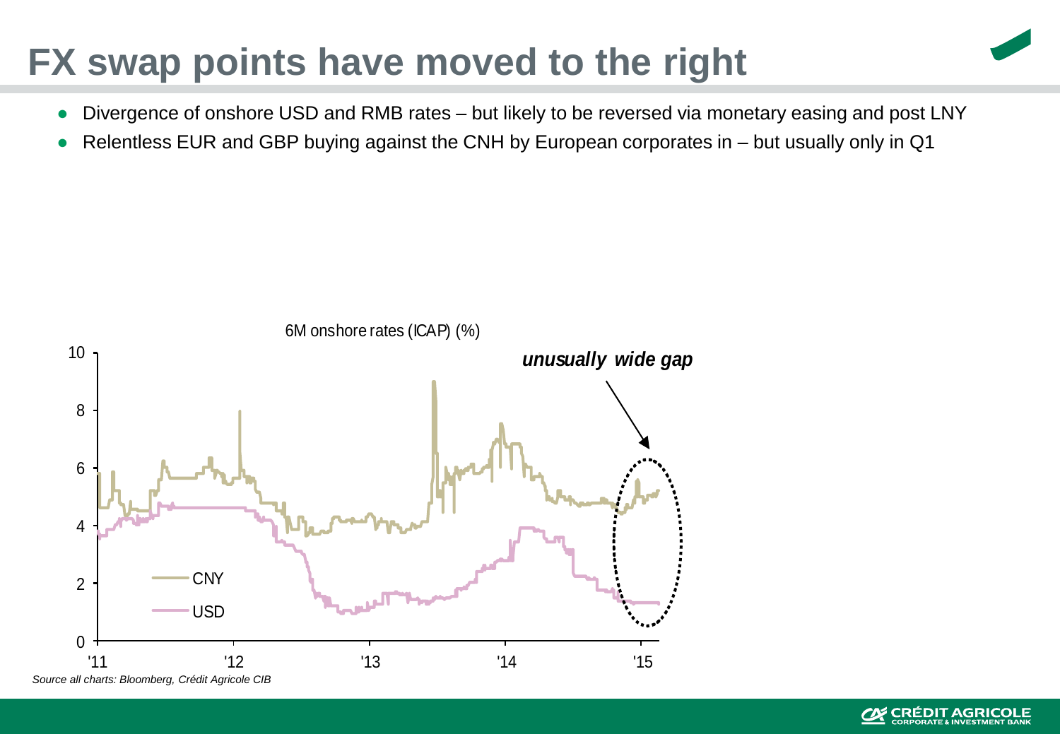# FX swap points have moved to the right

- Divergence of onshore USD and RMB rates – but likely to be reversed via monetary easing and post LNY
- Relentless EUR and GBP buying against the CNH by European corporates in – but usually only in Q1

6M onshore rates (ICAP) (%)

*unusually wide gap*

CNY
USD

*Source all charts: Bloomberg, Crédit Agricole CIB*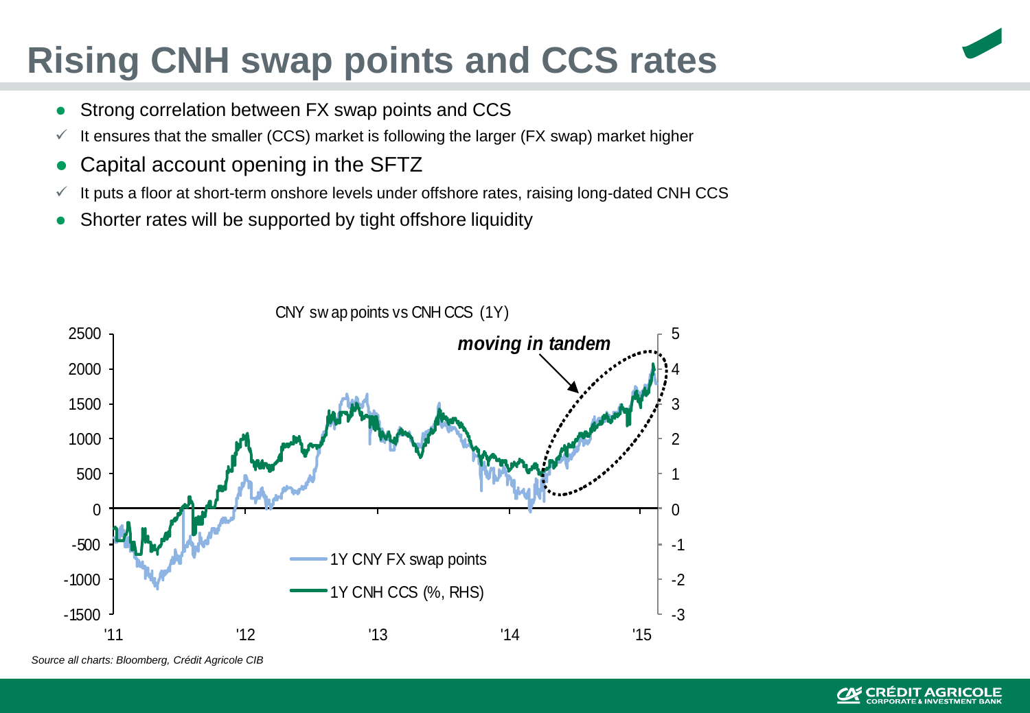# Rising CNH swap points and CCS rates

- Strong correlation between FX swap points and CCS
  - ✓ It ensures that the smaller (CCS) market is following the larger (FX swap) market higher
- Capital account opening in the SFTZ
  - ✓ It puts a floor at short-term onshore levels under offshore rates, raising long-dated CNH CCS
- Shorter rates will be supported by tight offshore liquidity

CNY swap points vs CNH CCS (1Y)

*Source all charts: Bloomberg, Crédit Agricole CIB*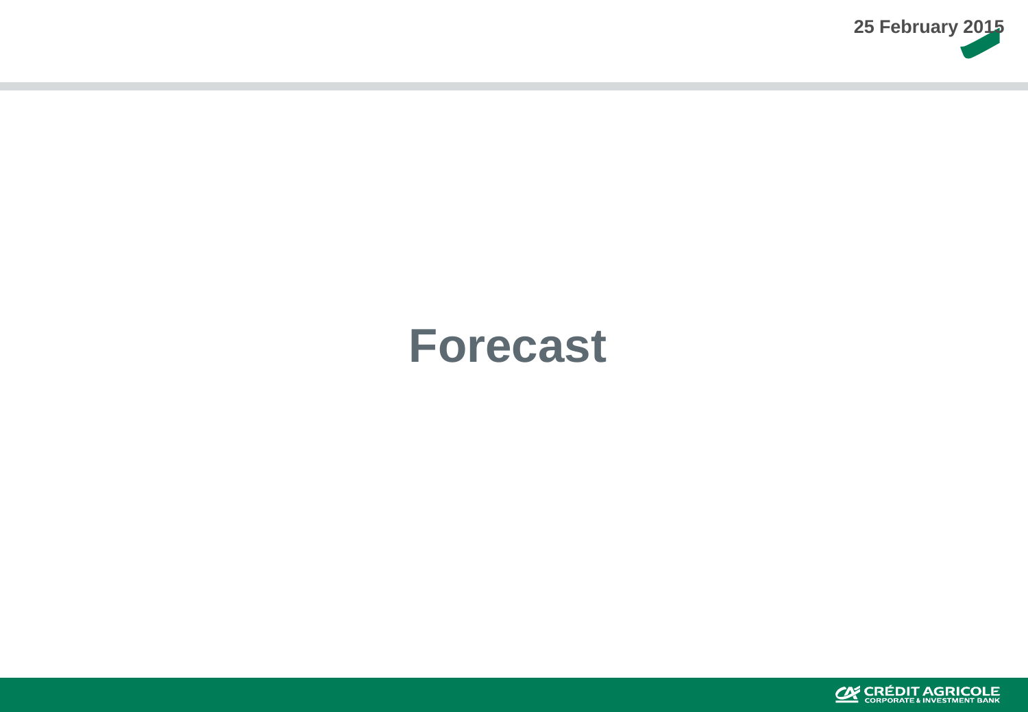# Forecast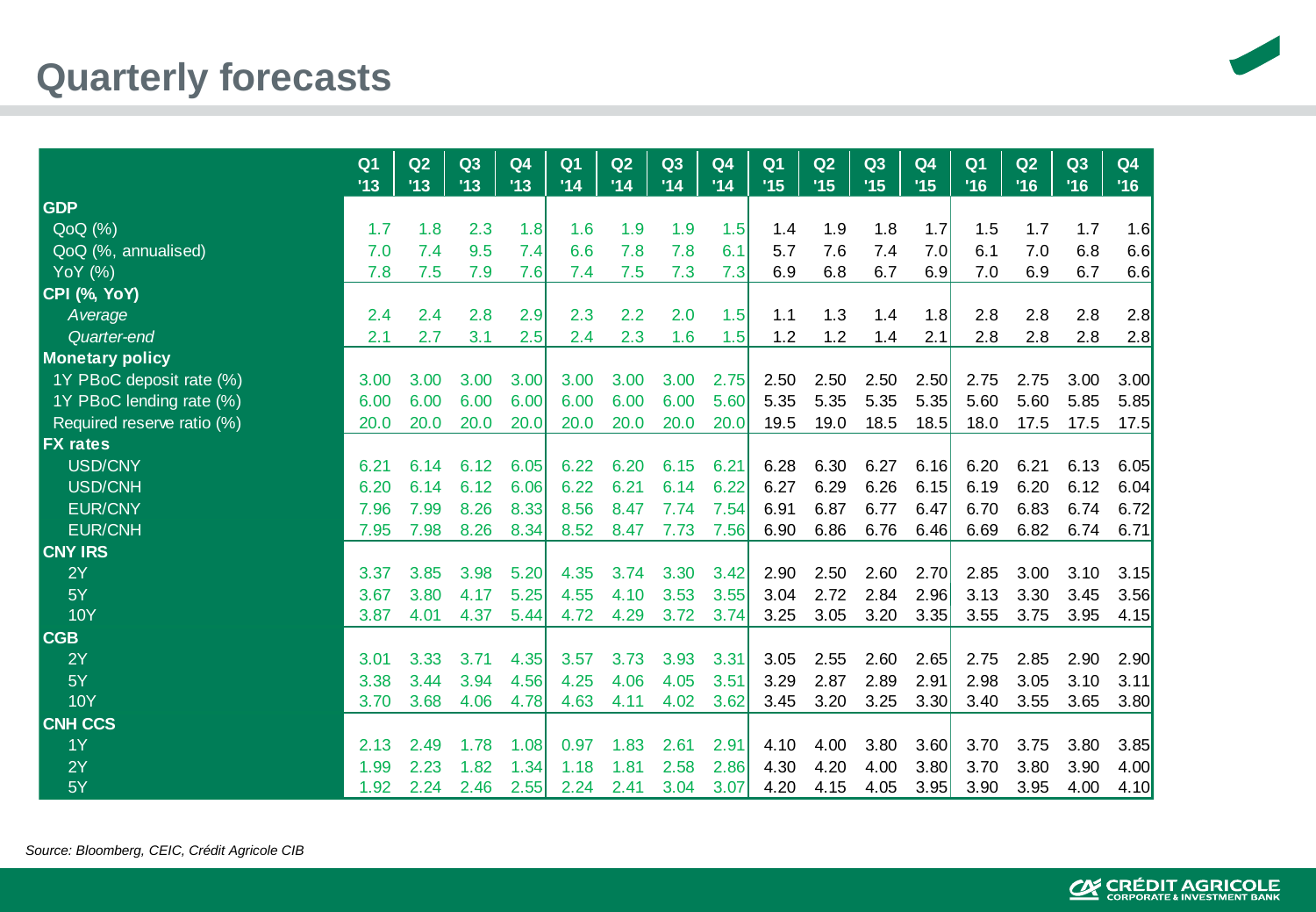# Quarterly forecasts

| | Q1 '13 | Q2 '13 | Q3 '13 | Q4 '13 | Q1 '14 | Q2 '14 | Q3 '14 | Q4 '14 | Q1 '15 | Q2 '15 | Q3 '15 | Q4 '15 | Q1 '16 | Q2 '16 | Q3 '16 | Q4 '16 |
|---|---|---|---|---|---|---|---|---|---|---|---|---|---|---|---|---|
| **GDP** | | | | | | | | | | | | | | | | |
| QoQ (%) | 1.7 | 1.8 | 2.3 | 1.8 | 1.6 | 1.9 | 1.9 | 1.5 | 1.4 | 1.9 | 1.8 | 1.7 | 1.5 | 1.7 | 1.7 | 1.6 |
| QoQ (%, annualised) | 7.0 | 7.4 | 9.5 | 7.4 | 6.6 | 7.8 | 7.8 | 6.1 | 5.7 | 7.6 | 7.4 | 7.0 | 6.1 | 7.0 | 6.8 | 6.6 |
| YoY (%) | 7.8 | 7.5 | 7.9 | 7.6 | 7.4 | 7.5 | 7.3 | 7.3 | 6.9 | 6.8 | 6.7 | 6.9 | 7.0 | 6.9 | 6.7 | 6.6 |
| **CPI (%, YoY)** | | | | | | | | | | | | | | | | |
| *Average* | 2.4 | 2.4 | 2.8 | 2.9 | 2.3 | 2.2 | 2.0 | 1.5 | 1.1 | 1.3 | 1.4 | 1.8 | 2.8 | 2.8 | 2.8 | 2.8 |
| *Quarter-end* | 2.1 | 2.7 | 3.1 | 2.5 | 2.4 | 2.3 | 1.6 | 1.5 | 1.2 | 1.2 | 1.4 | 2.1 | 2.8 | 2.8 | 2.8 | 2.8 |
| **Monetary policy** | | | | | | | | | | | | | | | | |
| 1Y PBoC deposit rate (%) | 3.00 | 3.00 | 3.00 | 3.00 | 3.00 | 3.00 | 3.00 | 2.75 | 2.50 | 2.50 | 2.50 | 2.50 | 2.75 | 2.75 | 3.00 | 3.00 |
| 1Y PBoC lending rate (%) | 6.00 | 6.00 | 6.00 | 6.00 | 6.00 | 6.00 | 6.00 | 5.60 | 5.35 | 5.35 | 5.35 | 5.35 | 5.60 | 5.60 | 5.85 | 5.85 |
| Required reserve ratio (%) | 20.0 | 20.0 | 20.0 | 20.0 | 20.0 | 20.0 | 20.0 | 20.0 | 19.5 | 19.0 | 18.5 | 18.5 | 18.0 | 17.5 | 17.5 | 17.5 |
| **FX rates** | | | | | | | | | | | | | | | | |
| USD/CNY | 6.21 | 6.14 | 6.12 | 6.05 | 6.22 | 6.20 | 6.15 | 6.21 | 6.28 | 6.30 | 6.27 | 6.16 | 6.20 | 6.21 | 6.13 | 6.05 |
| USD/CNH | 6.20 | 6.14 | 6.12 | 6.06 | 6.22 | 6.21 | 6.14 | 6.22 | 6.27 | 6.29 | 6.26 | 6.15 | 6.19 | 6.20 | 6.12 | 6.04 |
| EUR/CNY | 7.96 | 7.99 | 8.26 | 8.33 | 8.56 | 8.47 | 7.74 | 7.54 | 6.91 | 6.87 | 6.77 | 6.47 | 6.70 | 6.83 | 6.74 | 6.72 |
| EUR/CNH | 7.95 | 7.98 | 8.26 | 8.34 | 8.52 | 8.47 | 7.73 | 7.56 | 6.90 | 6.86 | 6.76 | 6.46 | 6.69 | 6.82 | 6.74 | 6.71 |
| **CNY IRS** | | | | | | | | | | | | | | | | |
| 2Y | 3.37 | 3.85 | 3.98 | 5.20 | 4.35 | 3.74 | 3.30 | 3.42 | 2.90 | 2.50 | 2.60 | 2.70 | 2.85 | 3.00 | 3.10 | 3.15 |
| 5Y | 3.67 | 3.80 | 4.17 | 5.25 | 4.55 | 4.10 | 3.53 | 3.55 | 3.04 | 2.72 | 2.84 | 2.96 | 3.13 | 3.30 | 3.45 | 3.56 |
| 10Y | 3.87 | 4.01 | 4.37 | 5.44 | 4.72 | 4.29 | 3.72 | 3.74 | 3.25 | 3.05 | 3.20 | 3.35 | 3.55 | 3.75 | 3.95 | 4.15 |
| **CGB** | | | | | | | | | | | | | | | | |
| 2Y | 3.01 | 3.33 | 3.71 | 4.35 | 3.57 | 3.73 | 3.93 | 3.31 | 3.05 | 2.55 | 2.60 | 2.65 | 2.75 | 2.85 | 2.90 | 2.90 |
| 5Y | 3.38 | 3.44 | 3.94 | 4.56 | 4.25 | 4.06 | 4.05 | 3.51 | 3.29 | 2.87 | 2.89 | 2.91 | 2.98 | 3.05 | 3.10 | 3.11 |
| 10Y | 3.70 | 3.68 | 4.06 | 4.78 | 4.63 | 4.11 | 4.02 | 3.62 | 3.45 | 3.20 | 3.25 | 3.30 | 3.40 | 3.55 | 3.65 | 3.80 |
| **CNH CCS** | | | | | | | | | | | | | | | | |
| 1Y | 2.13 | 2.49 | 1.78 | 1.08 | 0.97 | 1.83 | 2.61 | 2.91 | 4.10 | 4.00 | 3.80 | 3.60 | 3.70 | 3.75 | 3.80 | 3.85 |
| 2Y | 1.99 | 2.23 | 1.82 | 1.34 | 1.18 | 1.81 | 2.58 | 2.86 | 4.30 | 4.20 | 4.00 | 3.80 | 3.70 | 3.80 | 3.90 | 4.00 |
| 5Y | 1.92 | 2.24 | 2.46 | 2.55 | 2.24 | 2.41 | 3.04 | 3.07 | 4.20 | 4.15 | 4.05 | 3.95 | 3.90 | 3.95 | 4.00 | 4.10 |

*Source: Bloomberg, CEIC, Crédit Agricole CIB*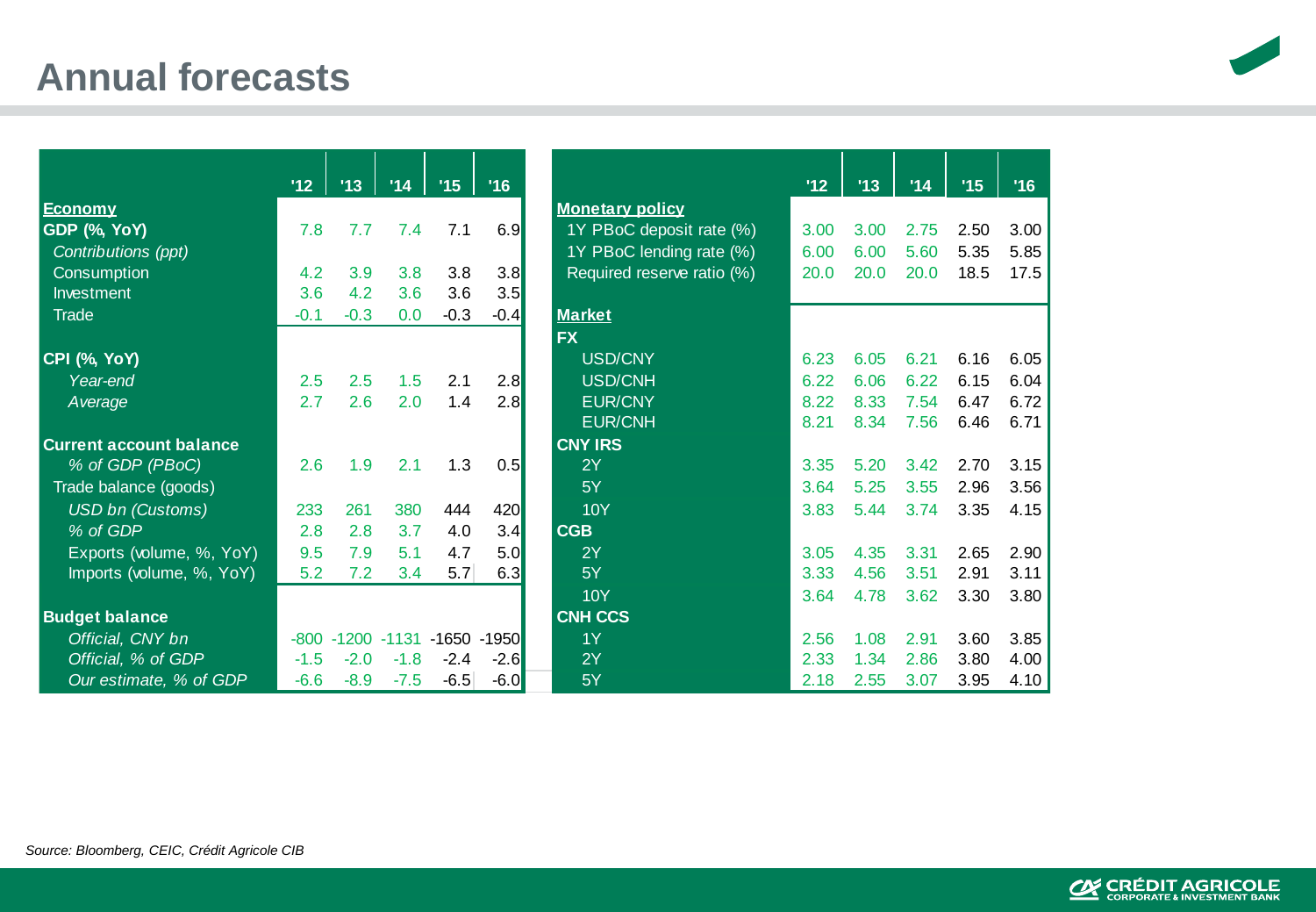# Annual forecasts

| | '12 | '13 | '14 | '15 | '16 |
|---|---|---|---|---|---|
| **Economy** | | | | | |
| **GDP (%, YoY)** | 7.8 | 7.7 | 7.4 | 7.1 | 6.9 |
| *Contributions (ppt)* | | | | | |
| Consumption | 4.2 | 3.9 | 3.8 | 3.8 | 3.8 |
| Investment | 3.6 | 4.2 | 3.6 | 3.6 | 3.5 |
| Trade | -0.1 | -0.3 | 0.0 | -0.3 | -0.4 |
| **CPI (%, YoY)** | | | | | |
| *Year-end* | 2.5 | 2.5 | 1.5 | 2.1 | 2.8 |
| *Average* | 2.7 | 2.6 | 2.0 | 1.4 | 2.8 |
| **Current account balance** | | | | | |
| *% of GDP (PBoC)* | 2.6 | 1.9 | 2.1 | 1.3 | 0.5 |
| Trade balance (goods) | | | | | |
| *USD bn (Customs)* | 233 | 261 | 380 | 444 | 420 |
| *% of GDP* | 2.8 | 2.8 | 3.7 | 4.0 | 3.4 |
| Exports (volume, %, YoY) | 9.5 | 7.9 | 5.1 | 4.7 | 5.0 |
| Imports (volume, %, YoY) | 5.2 | 7.2 | 3.4 | 5.7 | 6.3 |
| **Budget balance** | | | | | |
| *Official, CNY bn* | -800 | -1200 | -1131 | -1650 | -1950 |
| *Official, % of GDP* | -1.5 | -2.0 | -1.8 | -2.4 | -2.6 |
| *Our estimate, % of GDP* | -6.6 | -8.9 | -7.5 | -6.5 | -6.0 |

| | '12 | '13 | '14 | '15 | '16 |
|---|---|---|---|---|---|
| **Monetary policy** | | | | | |
| 1Y PBoC deposit rate (%) | 3.00 | 3.00 | 2.75 | 2.50 | 3.00 |
| 1Y PBoC lending rate (%) | 6.00 | 6.00 | 5.60 | 5.35 | 5.85 |
| Required reserve ratio (%) | 20.0 | 20.0 | 20.0 | 18.5 | 17.5 |
| **Market** | | | | | |
| **FX** | | | | | |
| USD/CNY | 6.23 | 6.05 | 6.21 | 6.16 | 6.05 |
| USD/CNH | 6.22 | 6.06 | 6.22 | 6.15 | 6.04 |
| EUR/CNY | 8.22 | 8.33 | 7.54 | 6.47 | 6.72 |
| EUR/CNH | 8.21 | 8.34 | 7.56 | 6.46 | 6.71 |
| **CNY IRS** | | | | | |
| 2Y | 3.35 | 5.20 | 3.42 | 2.70 | 3.15 |
| 5Y | 3.64 | 5.25 | 3.55 | 2.96 | 3.56 |
| 10Y | 3.83 | 5.44 | 3.74 | 3.35 | 4.15 |
| **CGB** | | | | | |
| 2Y | 3.05 | 4.35 | 3.31 | 2.65 | 2.90 |
| 5Y | 3.33 | 4.56 | 3.51 | 2.91 | 3.11 |
| 10Y | 3.64 | 4.78 | 3.62 | 3.30 | 3.80 |
| **CNH CCS** | | | | | |
| 1Y | 2.56 | 1.08 | 2.91 | 3.60 | 3.85 |
| 2Y | 2.33 | 1.34 | 2.86 | 3.80 | 4.00 |
| 5Y | 2.18 | 2.55 | 3.07 | 3.95 | 4.10 |

*Source: Bloomberg, CEIC, Crédit Agricole CIB*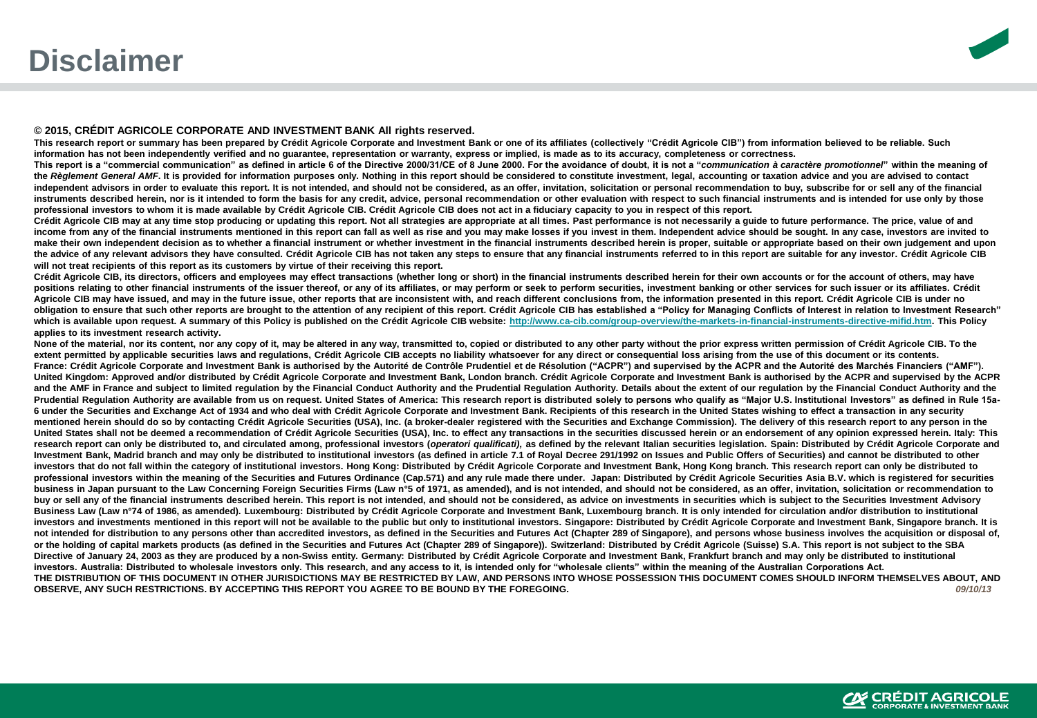# Disclaimer

**© 2015, CRÉDIT AGRICOLE CORPORATE AND INVESTMENT BANK All rights reserved.**

**This research report or summary has been prepared by Crédit Agricole Corporate and Investment Bank or one of its affiliates (collectively "Crédit Agricole CIB") from information believed to be reliable. Such information has not been independently verified and no guarantee, representation or warranty, express or implied, is made as to its accuracy, completeness or correctness.**

**This report is a "commercial communication" as defined in article 6 of the Directive 2000/31/CE of 8 June 2000. For the avoidance of doubt, it is not a "*communication à caractère promotionnel*" within the meaning of the *Règlement General AMF*. It is provided for information purposes only. Nothing in this report should be considered to constitute investment, legal, accounting or taxation advice and you are advised to contact independent advisors in order to evaluate this report. It is not intended, and should not be considered, as an offer, invitation, solicitation or personal recommendation to buy, subscribe for or sell any of the financial instruments described herein, nor is it intended to form the basis for any credit, advice, personal recommendation or other evaluation with respect to such financial instruments and is intended for use only by those professional investors to whom it is made available by Crédit Agricole CIB. Crédit Agricole CIB does not act in a fiduciary capacity to you in respect of this report.**

**Crédit Agricole CIB may at any time stop producing or updating this report. Not all strategies are appropriate at all times. Past performance is not necessarily a guide to future performance. The price, value of and income from any of the financial instruments mentioned in this report can fall as well as rise and you may make losses if you invest in them. Independent advice should be sought. In any case, investors are invited to make their own independent decision as to whether a financial instrument or whether investment in the financial instruments described herein is proper, suitable or appropriate based on their own judgement and upon the advice of any relevant advisors they have consulted. Crédit Agricole CIB has not taken any steps to ensure that any financial instruments referred to in this report are suitable for any investor. Crédit Agricole CIB will not treat recipients of this report as its customers by virtue of their receiving this report.**

**Crédit Agricole CIB, its directors, officers and employees may effect transactions (whether long or short) in the financial instruments described herein for their own accounts or for the account of others, may have positions relating to other financial instruments of the issuer thereof, or any of its affiliates, or may perform or seek to perform securities, investment banking or other services for such issuer or its affiliates. Crédit Agricole CIB may have issued, and may in the future issue, other reports that are inconsistent with, and reach different conclusions from, the information presented in this report. Crédit Agricole CIB is under no obligation to ensure that such other reports are brought to the attention of any recipient of this report. Crédit Agricole CIB has established a "Policy for Managing Conflicts of Interest in relation to Investment Research" which is available upon request. A summary of this Policy is published on the Crédit Agricole CIB website: http://www.ca-cib.com/group-overview/the-markets-in-financial-instruments-directive-mifid.htm. This Policy applies to its investment research activity.**

**None of the material, nor its content, nor any copy of it, may be altered in any way, transmitted to, copied or distributed to any other party without the prior express written permission of Crédit Agricole CIB. To the extent permitted by applicable securities laws and regulations, Crédit Agricole CIB accepts no liability whatsoever for any direct or consequential loss arising from the use of this document or its contents.**

**France: Crédit Agricole Corporate and Investment Bank is authorised by the Autorité de Contrôle Prudentiel et de Résolution ("ACPR") and supervised by the ACPR and the Autorité des Marchés Financiers ("AMF"). United Kingdom: Approved and/or distributed by Crédit Agricole Corporate and Investment Bank, London branch. Crédit Agricole Corporate and Investment Bank is authorised by the ACPR and supervised by the ACPR and the AMF in France and subject to limited regulation by the Financial Conduct Authority and the Prudential Regulation Authority. Details about the extent of our regulation by the Financial Conduct Authority and the Prudential Regulation Authority are available from us on request. United States of America: This research report is distributed solely to persons who qualify as "Major U.S. Institutional Investors" as defined in Rule 15a-6 under the Securities and Exchange Act of 1934 and who deal with Crédit Agricole Corporate and Investment Bank. Recipients of this research in the United States wishing to effect a transaction in any security mentioned herein should do so by contacting Crédit Agricole Securities (USA), Inc. (a broker-dealer registered with the Securities and Exchange Commission). The delivery of this research report to any person in the United States shall not be deemed a recommendation of Crédit Agricole Securities (USA), Inc. to effect any transactions in the securities discussed herein or an endorsement of any opinion expressed herein. Italy: This research report can only be distributed to, and circulated among, professional investors (*operatori qualificati),* as defined by the relevant Italian securities legislation. Spain: Distributed by Crédit Agricole Corporate and Investment Bank, Madrid branch and may only be distributed to institutional investors (as defined in article 7.1 of Royal Decree 291/1992 on Issues and Public Offers of Securities) and cannot be distributed to other investors that do not fall within the category of institutional investors. Hong Kong: Distributed by Crédit Agricole Corporate and Investment Bank, Hong Kong branch. This research report can only be distributed to professional investors within the meaning of the Securities and Futures Ordinance (Cap.571) and any rule made there under. Japan: Distributed by Crédit Agricole Securities Asia B.V. which is registered for securities business in Japan pursuant to the Law Concerning Foreign Securities Firms (Law n°5 of 1971, as amended), and is not intended, and should not be considered, as an offer, invitation, solicitation or recommendation to buy or sell any of the financial instruments described herein. This report is not intended, and should not be considered, as advice on investments in securities which is subject to the Securities Investment Advisory Business Law (Law n°74 of 1986, as amended). Luxembourg: Distributed by Crédit Agricole Corporate and Investment Bank, Luxembourg branch. It is only intended for circulation and/or distribution to institutional investors and investments mentioned in this report will not be available to the public but only to institutional investors. Singapore: Distributed by Crédit Agricole Corporate and Investment Bank, Singapore branch. It is not intended for distribution to any persons other than accredited investors, as defined in the Securities and Futures Act (Chapter 289 of Singapore), and persons whose business involves the acquisition or disposal of, or the holding of capital markets products (as defined in the Securities and Futures Act (Chapter 289 of Singapore)). Switzerland: Distributed by Crédit Agricole (Suisse) S.A. This report is not subject to the SBA Directive of January 24, 2003 as they are produced by a non-Swiss entity. Germany: Distributed by Crédit Agricole Corporate and Investment Bank, Frankfurt branch and may only be distributed to institutional investors. Australia: Distributed to wholesale investors only. This research, and any access to it, is intended only for "wholesale clients" within the meaning of the Australian Corporations Act.**

**THE DISTRIBUTION OF THIS DOCUMENT IN OTHER JURISDICTIONS MAY BE RESTRICTED BY LAW, AND PERSONS INTO WHOSE POSSESSION THIS DOCUMENT COMES SHOULD INFORM THEMSELVES ABOUT, AND OBSERVE, ANY SUCH RESTRICTIONS. BY ACCEPTING THIS REPORT YOU AGREE TO BE BOUND BY THE FOREGOING.**

***09/10/13***